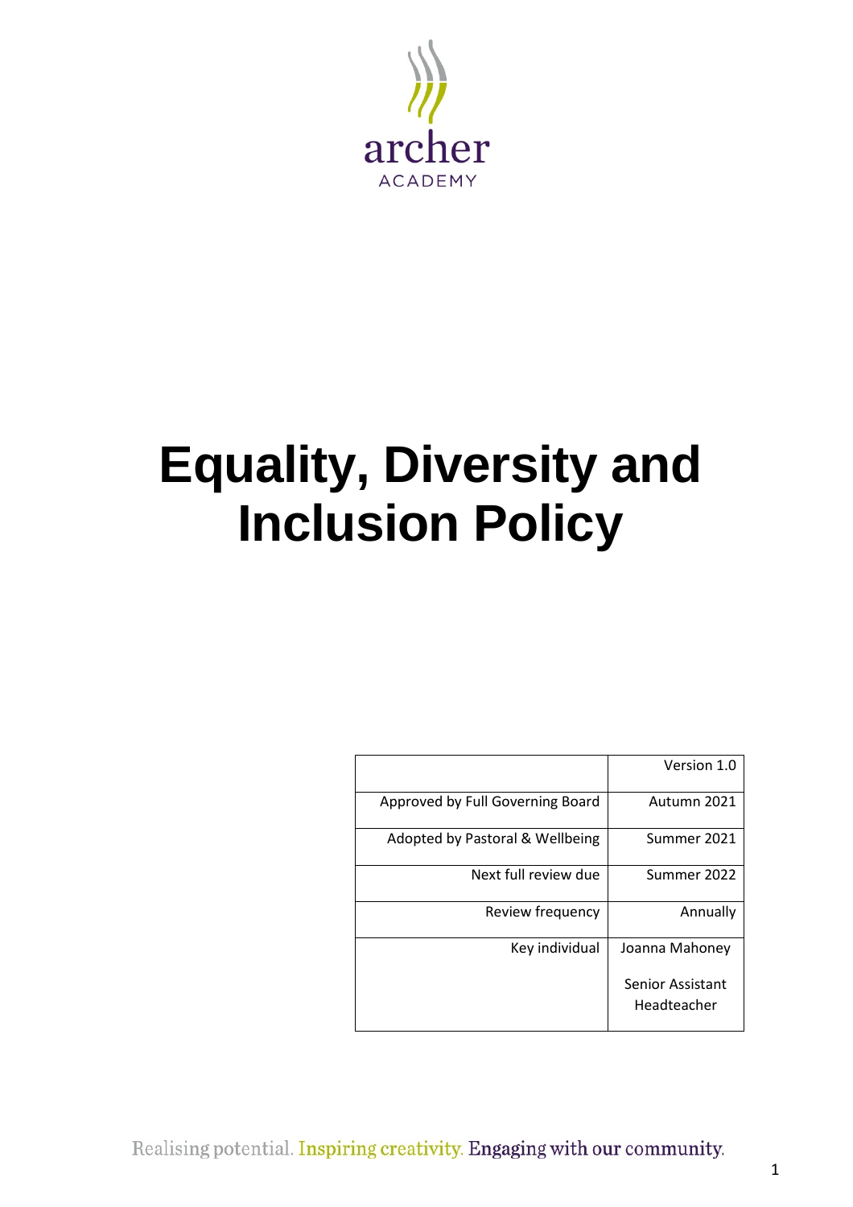archer
ACADEMY

# Equality, Diversity and Inclusion Policy

| | Version 1.0 |
|---|---|
| Approved by Full Governing Board | Autumn 2021 |
| Adopted by Pastoral & Wellbeing | Summer 2021 |
| Next full review due | Summer 2022 |
| Review frequency | Annually |
| Key individual | Joanna Mahoney<br><br>Senior Assistant Headteacher |

Realising potential. Inspiring creativity. Engaging with our community.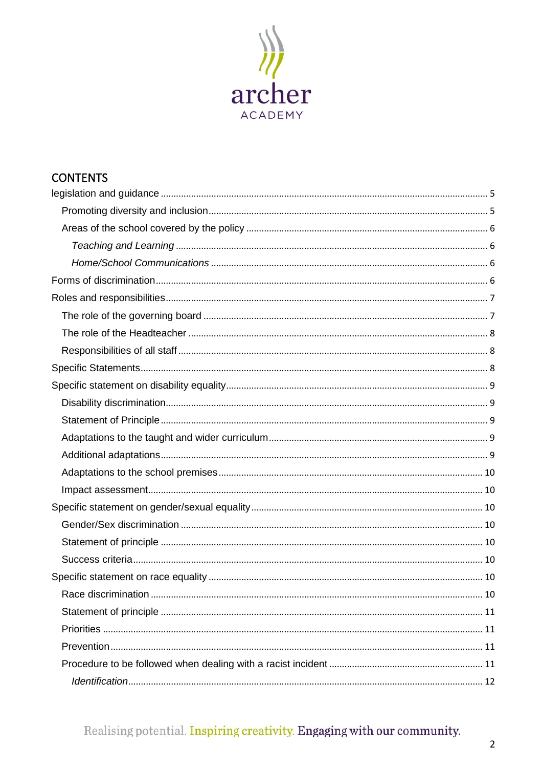## CONTENTS

- legislation and guidance ... 5
  - Promoting diversity and inclusion ... 5
  - Areas of the school covered by the policy ... 6
    - *Teaching and Learning* ... 6
    - *Home/School Communications* ... 6
- Forms of discrimination ... 6
- Roles and responsibilities ... 7
  - The role of the governing board ... 7
  - The role of the Headteacher ... 8
  - Responsibilities of all staff ... 8
- Specific Statements ... 8
- Specific statement on disability equality ... 9
  - Disability discrimination ... 9
  - Statement of Principle ... 9
  - Adaptations to the taught and wider curriculum ... 9
  - Additional adaptations ... 9
  - Adaptations to the school premises ... 10
  - Impact assessment ... 10
- Specific statement on gender/sexual equality ... 10
  - Gender/Sex discrimination ... 10
  - Statement of principle ... 10
  - Success criteria ... 10
- Specific statement on race equality ... 10
  - Race discrimination ... 10
  - Statement of principle ... 11
  - Priorities ... 11
  - Prevention ... 11
  - Procedure to be followed when dealing with a racist incident ... 11
    - *Identification* ... 12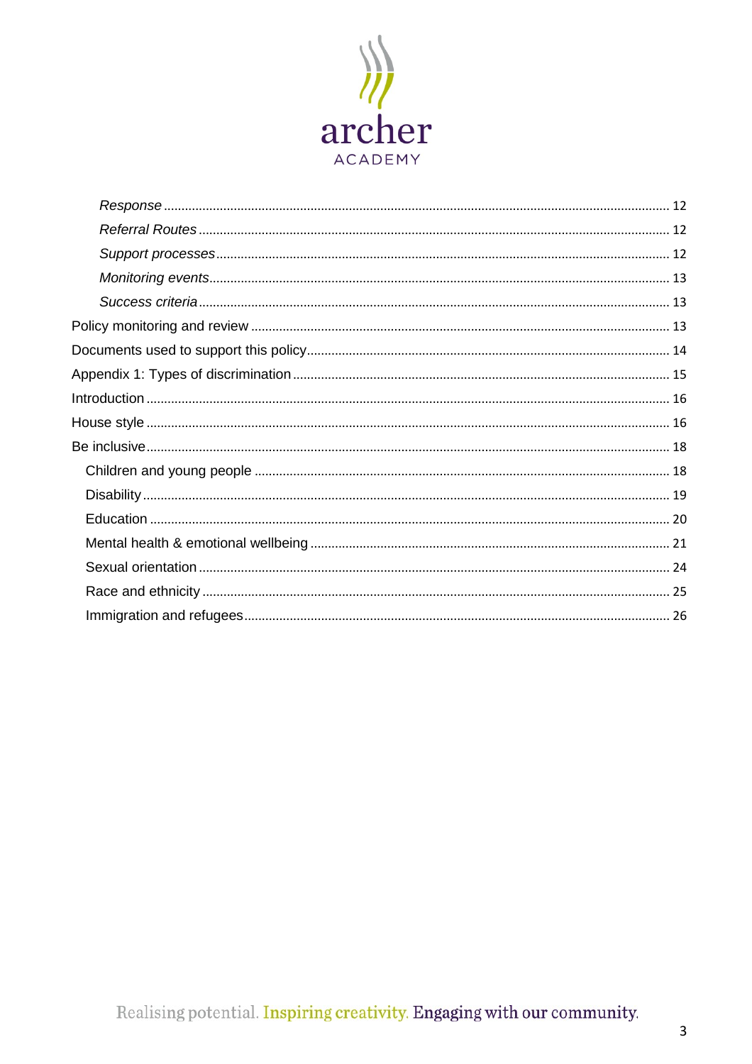*Response* ........................................................................................................................................ 12
*Referral Routes* ................................................................................................................................ 12
*Support processes* ........................................................................................................................... 12
*Monitoring events* ............................................................................................................................ 13
*Success criteria* ............................................................................................................................... 13
Policy monitoring and review ................................................................................................................ 13
Documents used to support this policy ................................................................................................ 14
Appendix 1: Types of discrimination ..................................................................................................... 15
Introduction .......................................................................................................................................... 16
House style .......................................................................................................................................... 16
Be inclusive .......................................................................................................................................... 18
Children and young people ................................................................................................................ 18
Disability .............................................................................................................................................. 19
Education ............................................................................................................................................. 20
Mental health & emotional wellbeing ................................................................................................ 21
Sexual orientation ............................................................................................................................... 24
Race and ethnicity .............................................................................................................................. 25
Immigration and refugees ................................................................................................................... 26

Realising potential. Inspiring creativity. Engaging with our community.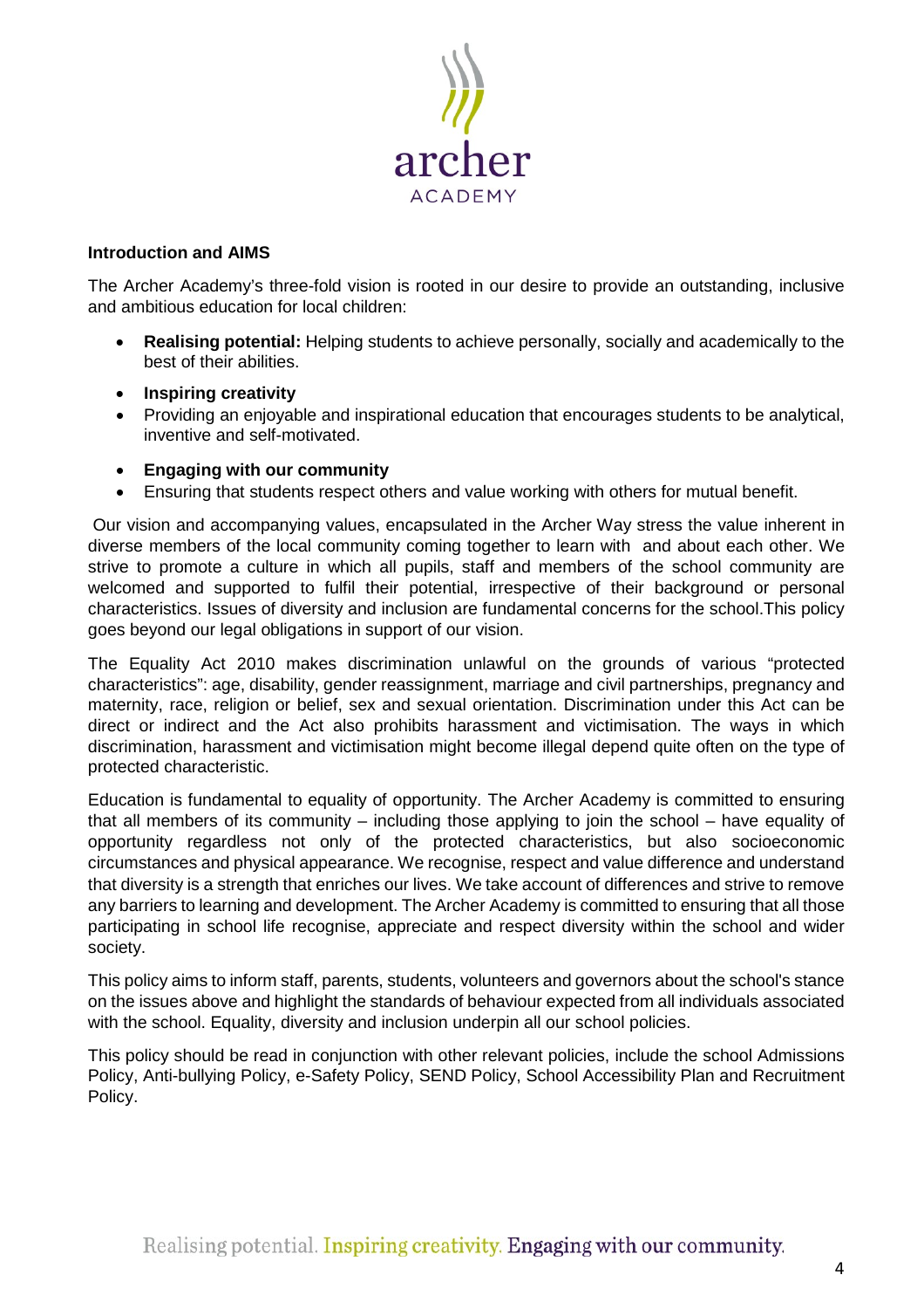## Introduction and AIMS

The Archer Academy's three-fold vision is rooted in our desire to provide an outstanding, inclusive and ambitious education for local children:

- **Realising potential:** Helping students to achieve personally, socially and academically to the best of their abilities.
- **Inspiring creativity**
- Providing an enjoyable and inspirational education that encourages students to be analytical, inventive and self-motivated.
- **Engaging with our community**
- Ensuring that students respect others and value working with others for mutual benefit.

Our vision and accompanying values, encapsulated in the Archer Way stress the value inherent in diverse members of the local community coming together to learn with and about each other. We strive to promote a culture in which all pupils, staff and members of the school community are welcomed and supported to fulfil their potential, irrespective of their background or personal characteristics. Issues of diversity and inclusion are fundamental concerns for the school.This policy goes beyond our legal obligations in support of our vision.

The Equality Act 2010 makes discrimination unlawful on the grounds of various "protected characteristics": age, disability, gender reassignment, marriage and civil partnerships, pregnancy and maternity, race, religion or belief, sex and sexual orientation. Discrimination under this Act can be direct or indirect and the Act also prohibits harassment and victimisation. The ways in which discrimination, harassment and victimisation might become illegal depend quite often on the type of protected characteristic.

Education is fundamental to equality of opportunity. The Archer Academy is committed to ensuring that all members of its community – including those applying to join the school – have equality of opportunity regardless not only of the protected characteristics, but also socioeconomic circumstances and physical appearance. We recognise, respect and value difference and understand that diversity is a strength that enriches our lives. We take account of differences and strive to remove any barriers to learning and development. The Archer Academy is committed to ensuring that all those participating in school life recognise, appreciate and respect diversity within the school and wider society.

This policy aims to inform staff, parents, students, volunteers and governors about the school's stance on the issues above and highlight the standards of behaviour expected from all individuals associated with the school. Equality, diversity and inclusion underpin all our school policies.

This policy should be read in conjunction with other relevant policies, include the school Admissions Policy, Anti-bullying Policy, e-Safety Policy, SEND Policy, School Accessibility Plan and Recruitment Policy.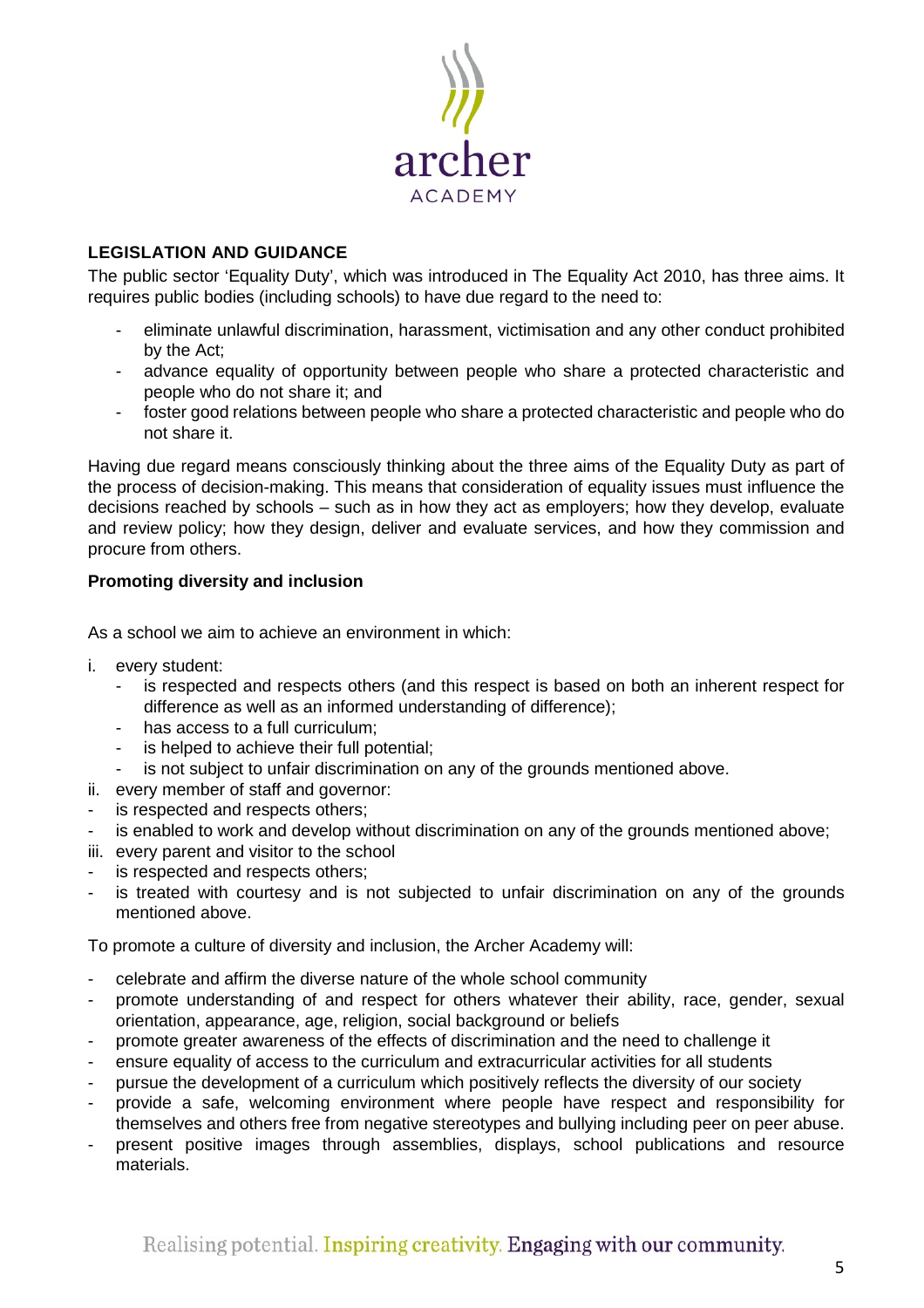## LEGISLATION AND GUIDANCE

The public sector 'Equality Duty', which was introduced in The Equality Act 2010, has three aims. It requires public bodies (including schools) to have due regard to the need to:

- eliminate unlawful discrimination, harassment, victimisation and any other conduct prohibited by the Act;
- advance equality of opportunity between people who share a protected characteristic and people who do not share it; and
- foster good relations between people who share a protected characteristic and people who do not share it.

Having due regard means consciously thinking about the three aims of the Equality Duty as part of the process of decision-making. This means that consideration of equality issues must influence the decisions reached by schools – such as in how they act as employers; how they develop, evaluate and review policy; how they design, deliver and evaluate services, and how they commission and procure from others.

### Promoting diversity and inclusion

As a school we aim to achieve an environment in which:

i. every student:
   - is respected and respects others (and this respect is based on both an inherent respect for difference as well as an informed understanding of difference);
   - has access to a full curriculum;
   - is helped to achieve their full potential;
   - is not subject to unfair discrimination on any of the grounds mentioned above.

ii. every member of staff and governor:
   - is respected and respects others;
   - is enabled to work and develop without discrimination on any of the grounds mentioned above;

iii. every parent and visitor to the school
   - is respected and respects others;
   - is treated with courtesy and is not subjected to unfair discrimination on any of the grounds mentioned above.

To promote a culture of diversity and inclusion, the Archer Academy will:

- celebrate and affirm the diverse nature of the whole school community
- promote understanding of and respect for others whatever their ability, race, gender, sexual orientation, appearance, age, religion, social background or beliefs
- promote greater awareness of the effects of discrimination and the need to challenge it
- ensure equality of access to the curriculum and extracurricular activities for all students
- pursue the development of a curriculum which positively reflects the diversity of our society
- provide a safe, welcoming environment where people have respect and responsibility for themselves and others free from negative stereotypes and bullying including peer on peer abuse.
- present positive images through assemblies, displays, school publications and resource materials.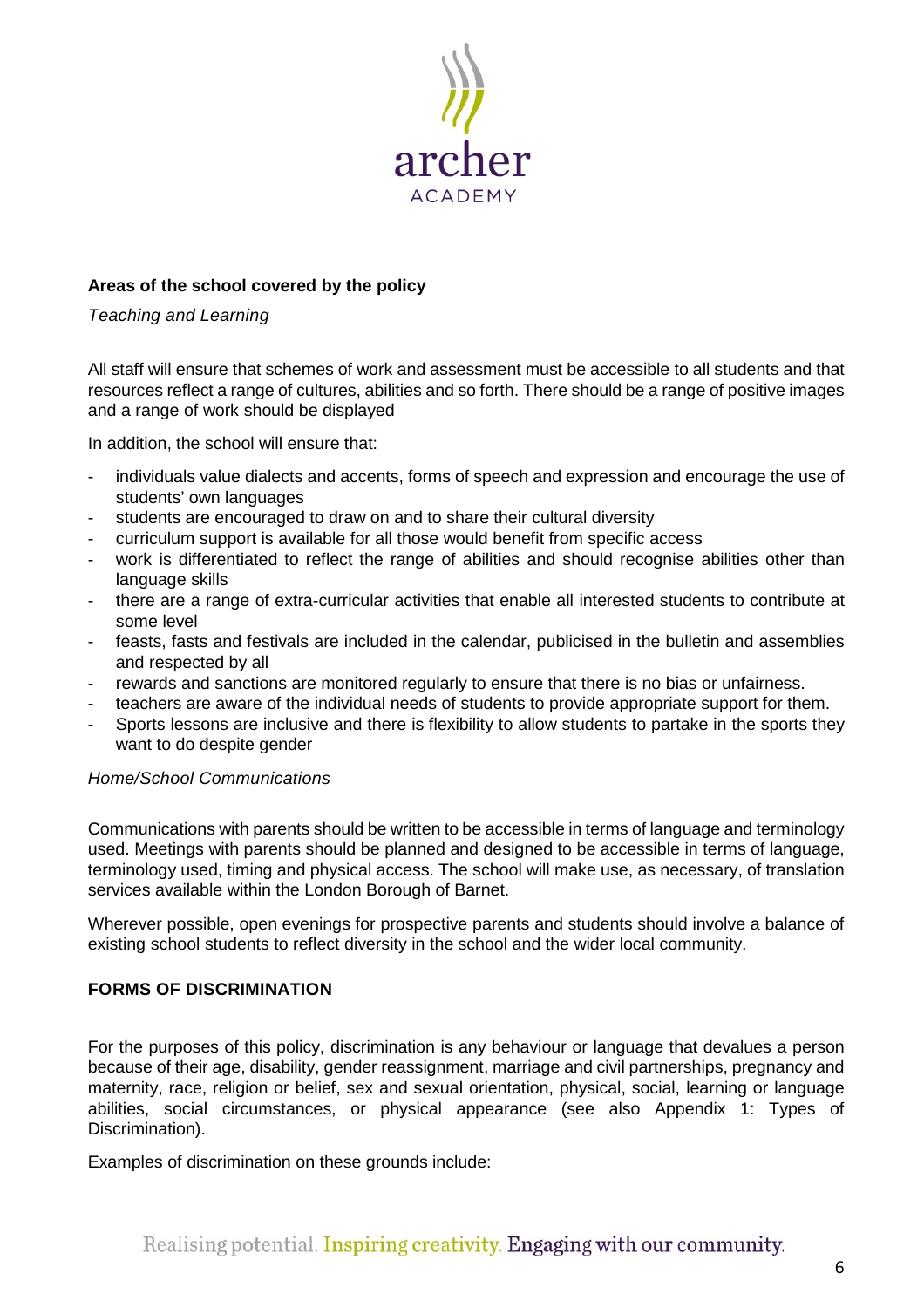**Areas of the school covered by the policy**

*Teaching and Learning*

All staff will ensure that schemes of work and assessment must be accessible to all students and that resources reflect a range of cultures, abilities and so forth. There should be a range of positive images and a range of work should be displayed

In addition, the school will ensure that:

- individuals value dialects and accents, forms of speech and expression and encourage the use of students' own languages
- students are encouraged to draw on and to share their cultural diversity
- curriculum support is available for all those would benefit from specific access
- work is differentiated to reflect the range of abilities and should recognise abilities other than language skills
- there are a range of extra-curricular activities that enable all interested students to contribute at some level
- feasts, fasts and festivals are included in the calendar, publicised in the bulletin and assemblies and respected by all
- rewards and sanctions are monitored regularly to ensure that there is no bias or unfairness.
- teachers are aware of the individual needs of students to provide appropriate support for them.
- Sports lessons are inclusive and there is flexibility to allow students to partake in the sports they want to do despite gender

*Home/School Communications*

Communications with parents should be written to be accessible in terms of language and terminology used. Meetings with parents should be planned and designed to be accessible in terms of language, terminology used, timing and physical access. The school will make use, as necessary, of translation services available within the London Borough of Barnet.

Wherever possible, open evenings for prospective parents and students should involve a balance of existing school students to reflect diversity in the school and the wider local community.

**FORMS OF DISCRIMINATION**

For the purposes of this policy, discrimination is any behaviour or language that devalues a person because of their age, disability, gender reassignment, marriage and civil partnerships, pregnancy and maternity, race, religion or belief, sex and sexual orientation, physical, social, learning or language abilities, social circumstances, or physical appearance (see also Appendix 1: Types of Discrimination).

Examples of discrimination on these grounds include: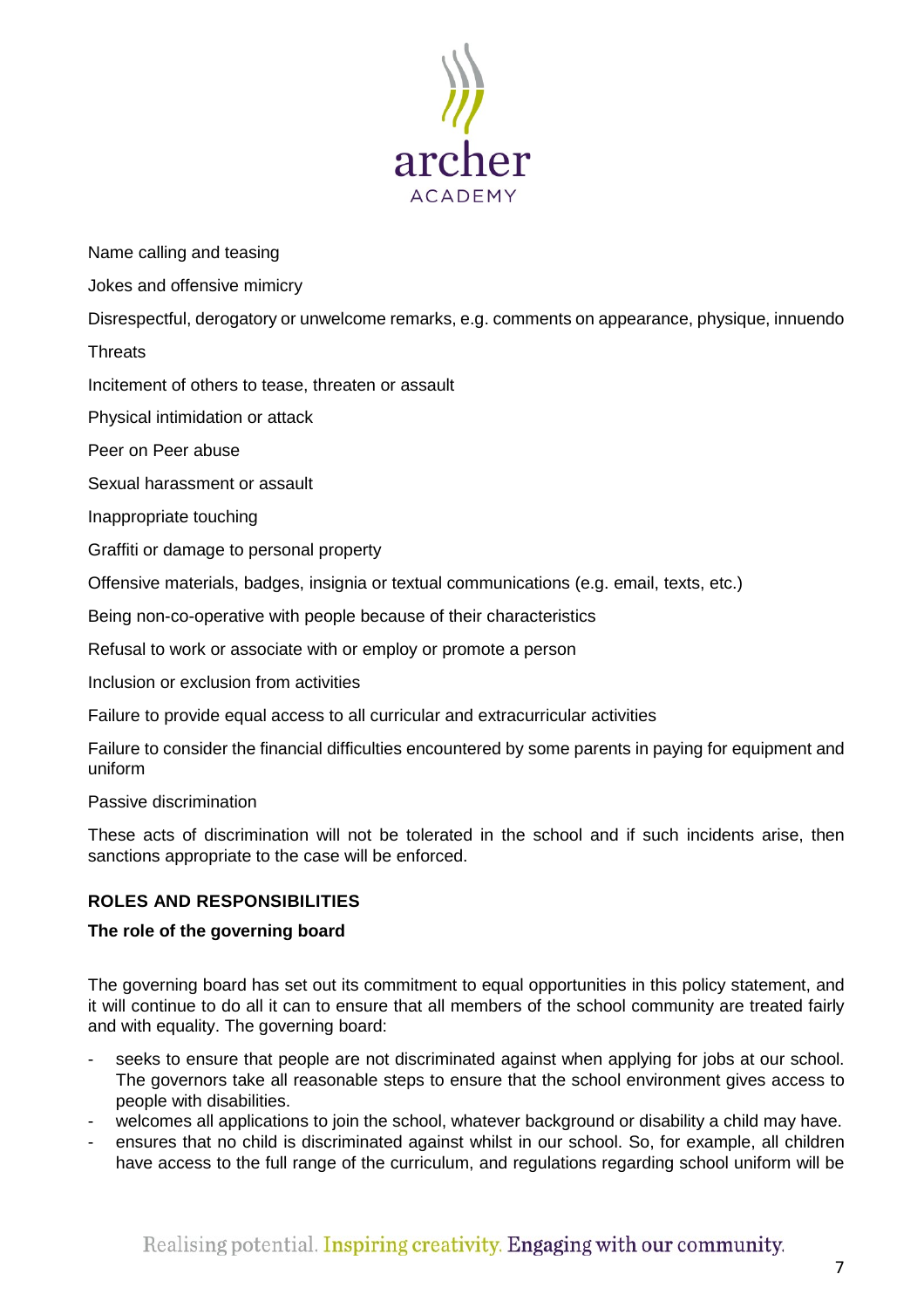Name calling and teasing

Jokes and offensive mimicry

Disrespectful, derogatory or unwelcome remarks, e.g. comments on appearance, physique, innuendo

Threats

Incitement of others to tease, threaten or assault

Physical intimidation or attack

Peer on Peer abuse

Sexual harassment or assault

Inappropriate touching

Graffiti or damage to personal property

Offensive materials, badges, insignia or textual communications (e.g. email, texts, etc.)

Being non-co-operative with people because of their characteristics

Refusal to work or associate with or employ or promote a person

Inclusion or exclusion from activities

Failure to provide equal access to all curricular and extracurricular activities

Failure to consider the financial difficulties encountered by some parents in paying for equipment and uniform

Passive discrimination

These acts of discrimination will not be tolerated in the school and if such incidents arise, then sanctions appropriate to the case will be enforced.

## ROLES AND RESPONSIBILITIES

### The role of the governing board

The governing board has set out its commitment to equal opportunities in this policy statement, and it will continue to do all it can to ensure that all members of the school community are treated fairly and with equality. The governing board:

- seeks to ensure that people are not discriminated against when applying for jobs at our school. The governors take all reasonable steps to ensure that the school environment gives access to people with disabilities.
- welcomes all applications to join the school, whatever background or disability a child may have.
- ensures that no child is discriminated against whilst in our school. So, for example, all children have access to the full range of the curriculum, and regulations regarding school uniform will be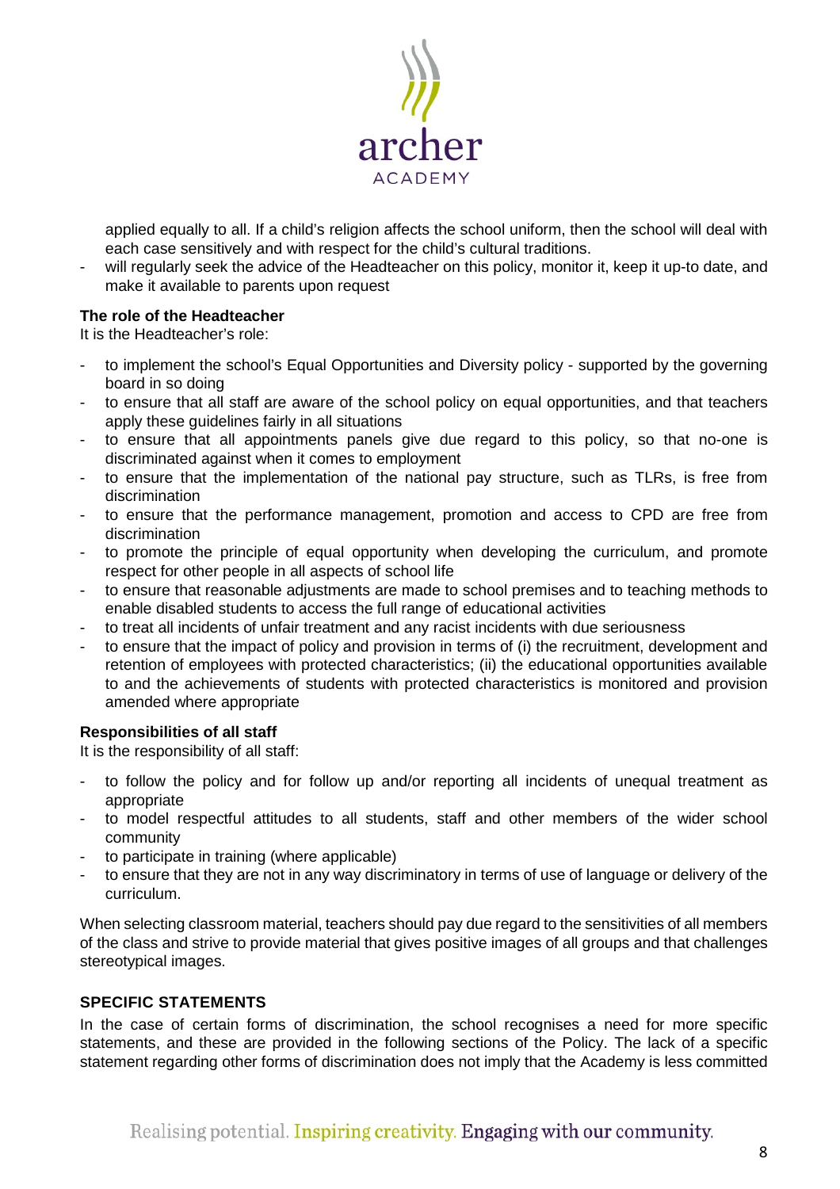applied equally to all. If a child's religion affects the school uniform, then the school will deal with each case sensitively and with respect for the child's cultural traditions.

- will regularly seek the advice of the Headteacher on this policy, monitor it, keep it up-to date, and make it available to parents upon request

**The role of the Headteacher**

It is the Headteacher's role:

- to implement the school's Equal Opportunities and Diversity policy - supported by the governing board in so doing
- to ensure that all staff are aware of the school policy on equal opportunities, and that teachers apply these guidelines fairly in all situations
- to ensure that all appointments panels give due regard to this policy, so that no-one is discriminated against when it comes to employment
- to ensure that the implementation of the national pay structure, such as TLRs, is free from discrimination
- to ensure that the performance management, promotion and access to CPD are free from discrimination
- to promote the principle of equal opportunity when developing the curriculum, and promote respect for other people in all aspects of school life
- to ensure that reasonable adjustments are made to school premises and to teaching methods to enable disabled students to access the full range of educational activities
- to treat all incidents of unfair treatment and any racist incidents with due seriousness
- to ensure that the impact of policy and provision in terms of (i) the recruitment, development and retention of employees with protected characteristics; (ii) the educational opportunities available to and the achievements of students with protected characteristics is monitored and provision amended where appropriate

**Responsibilities of all staff**

It is the responsibility of all staff:

- to follow the policy and for follow up and/or reporting all incidents of unequal treatment as appropriate
- to model respectful attitudes to all students, staff and other members of the wider school community
- to participate in training (where applicable)
- to ensure that they are not in any way discriminatory in terms of use of language or delivery of the curriculum.

When selecting classroom material, teachers should pay due regard to the sensitivities of all members of the class and strive to provide material that gives positive images of all groups and that challenges stereotypical images.

**SPECIFIC STATEMENTS**

In the case of certain forms of discrimination, the school recognises a need for more specific statements, and these are provided in the following sections of the Policy. The lack of a specific statement regarding other forms of discrimination does not imply that the Academy is less committed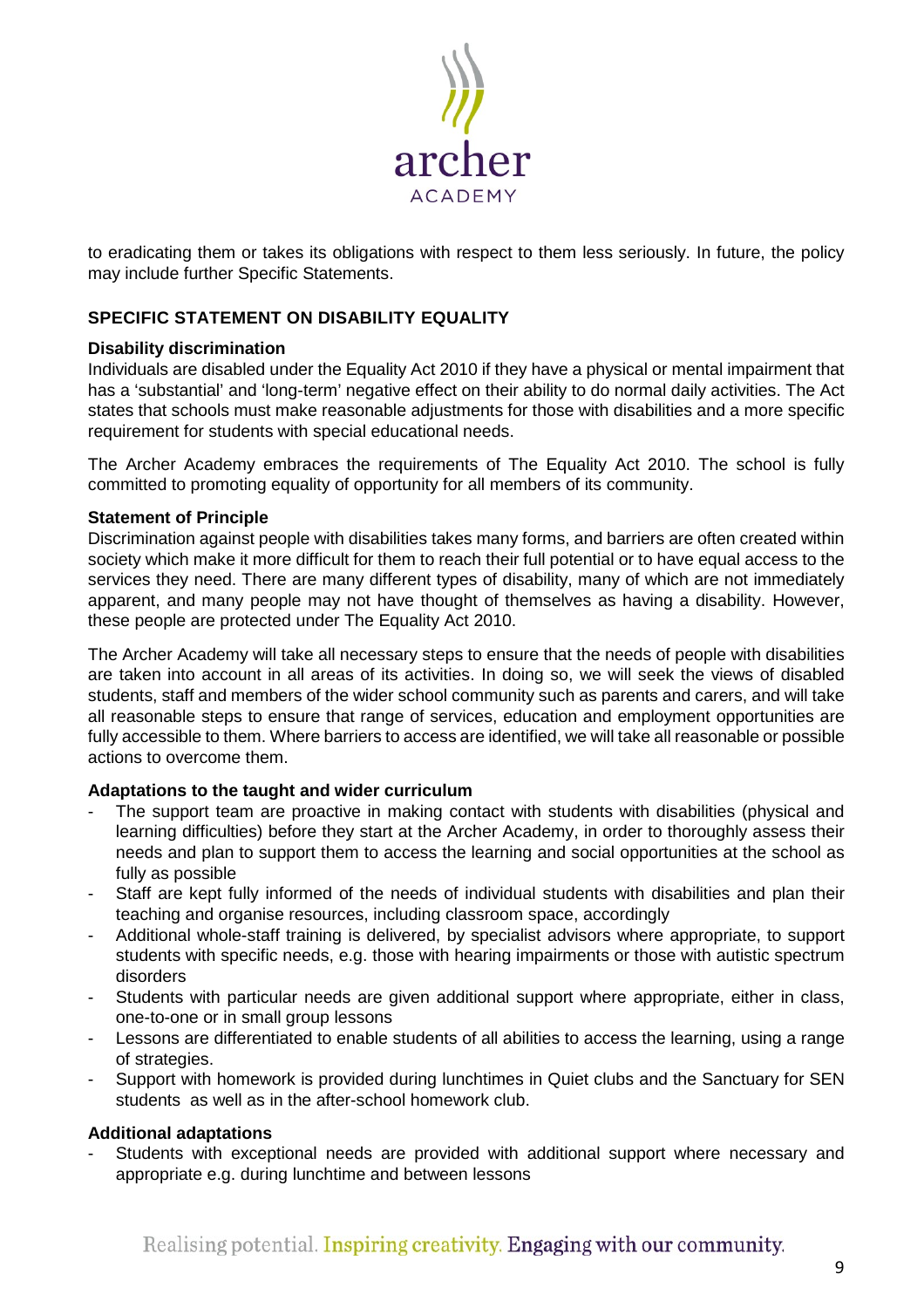to eradicating them or takes its obligations with respect to them less seriously. In future, the policy may include further Specific Statements.

## SPECIFIC STATEMENT ON DISABILITY EQUALITY

### Disability discrimination

Individuals are disabled under the Equality Act 2010 if they have a physical or mental impairment that has a 'substantial' and 'long-term' negative effect on their ability to do normal daily activities. The Act states that schools must make reasonable adjustments for those with disabilities and a more specific requirement for students with special educational needs.

The Archer Academy embraces the requirements of The Equality Act 2010. The school is fully committed to promoting equality of opportunity for all members of its community.

### Statement of Principle

Discrimination against people with disabilities takes many forms, and barriers are often created within society which make it more difficult for them to reach their full potential or to have equal access to the services they need. There are many different types of disability, many of which are not immediately apparent, and many people may not have thought of themselves as having a disability. However, these people are protected under The Equality Act 2010.

The Archer Academy will take all necessary steps to ensure that the needs of people with disabilities are taken into account in all areas of its activities. In doing so, we will seek the views of disabled students, staff and members of the wider school community such as parents and carers, and will take all reasonable steps to ensure that range of services, education and employment opportunities are fully accessible to them. Where barriers to access are identified, we will take all reasonable or possible actions to overcome them.

### Adaptations to the taught and wider curriculum

- The support team are proactive in making contact with students with disabilities (physical and learning difficulties) before they start at the Archer Academy, in order to thoroughly assess their needs and plan to support them to access the learning and social opportunities at the school as fully as possible
- Staff are kept fully informed of the needs of individual students with disabilities and plan their teaching and organise resources, including classroom space, accordingly
- Additional whole-staff training is delivered, by specialist advisors where appropriate, to support students with specific needs, e.g. those with hearing impairments or those with autistic spectrum disorders
- Students with particular needs are given additional support where appropriate, either in class, one-to-one or in small group lessons
- Lessons are differentiated to enable students of all abilities to access the learning, using a range of strategies.
- Support with homework is provided during lunchtimes in Quiet clubs and the Sanctuary for SEN students as well as in the after-school homework club.

### Additional adaptations

- Students with exceptional needs are provided with additional support where necessary and appropriate e.g. during lunchtime and between lessons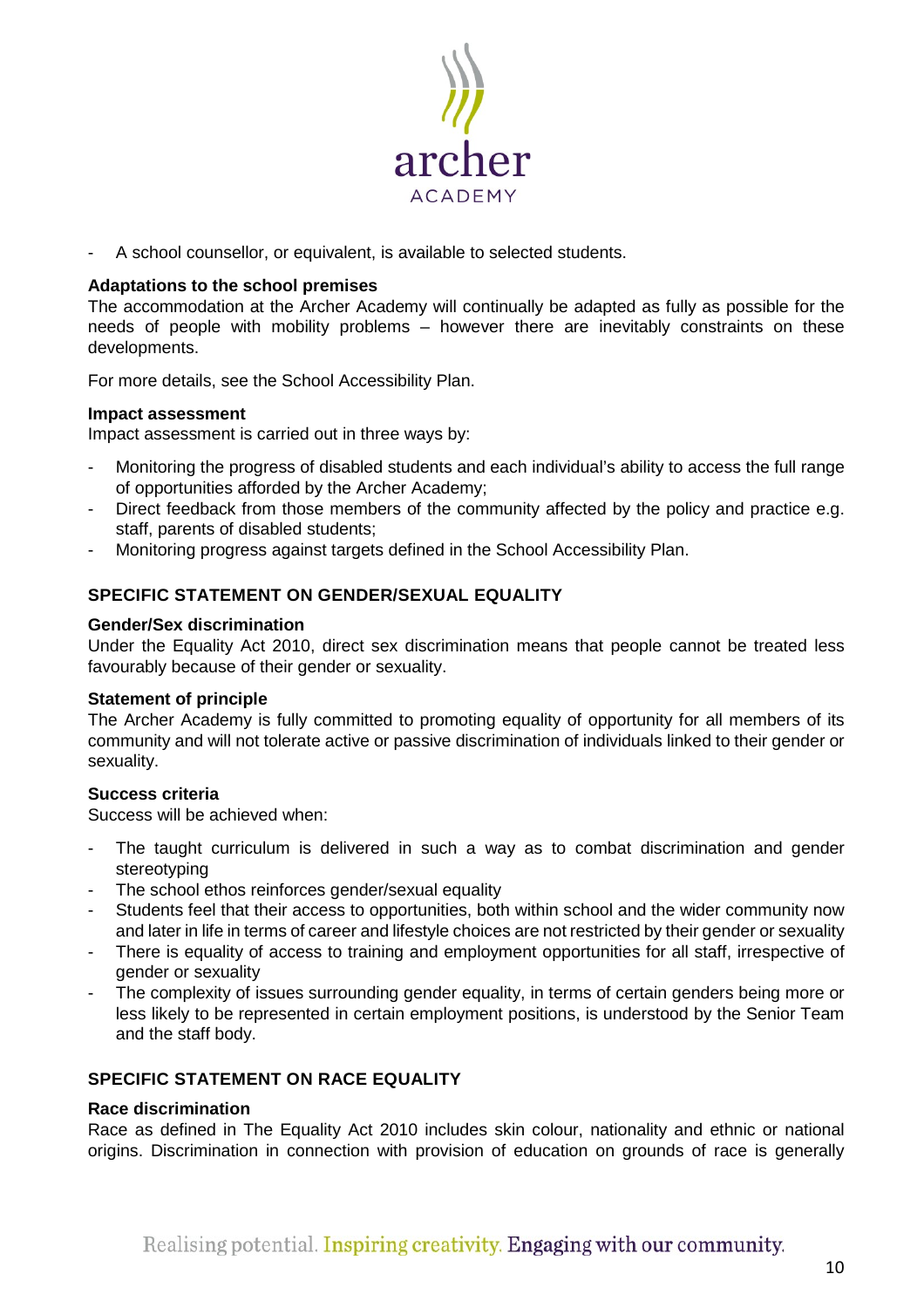- A school counsellor, or equivalent, is available to selected students.

**Adaptations to the school premises**

The accommodation at the Archer Academy will continually be adapted as fully as possible for the needs of people with mobility problems – however there are inevitably constraints on these developments.

For more details, see the School Accessibility Plan.

**Impact assessment**

Impact assessment is carried out in three ways by:

- Monitoring the progress of disabled students and each individual's ability to access the full range of opportunities afforded by the Archer Academy;
- Direct feedback from those members of the community affected by the policy and practice e.g. staff, parents of disabled students;
- Monitoring progress against targets defined in the School Accessibility Plan.

## SPECIFIC STATEMENT ON GENDER/SEXUAL EQUALITY

**Gender/Sex discrimination**

Under the Equality Act 2010, direct sex discrimination means that people cannot be treated less favourably because of their gender or sexuality.

**Statement of principle**

The Archer Academy is fully committed to promoting equality of opportunity for all members of its community and will not tolerate active or passive discrimination of individuals linked to their gender or sexuality.

**Success criteria**

Success will be achieved when:

- The taught curriculum is delivered in such a way as to combat discrimination and gender stereotyping
- The school ethos reinforces gender/sexual equality
- Students feel that their access to opportunities, both within school and the wider community now and later in life in terms of career and lifestyle choices are not restricted by their gender or sexuality
- There is equality of access to training and employment opportunities for all staff, irrespective of gender or sexuality
- The complexity of issues surrounding gender equality, in terms of certain genders being more or less likely to be represented in certain employment positions, is understood by the Senior Team and the staff body.

## SPECIFIC STATEMENT ON RACE EQUALITY

**Race discrimination**

Race as defined in The Equality Act 2010 includes skin colour, nationality and ethnic or national origins. Discrimination in connection with provision of education on grounds of race is generally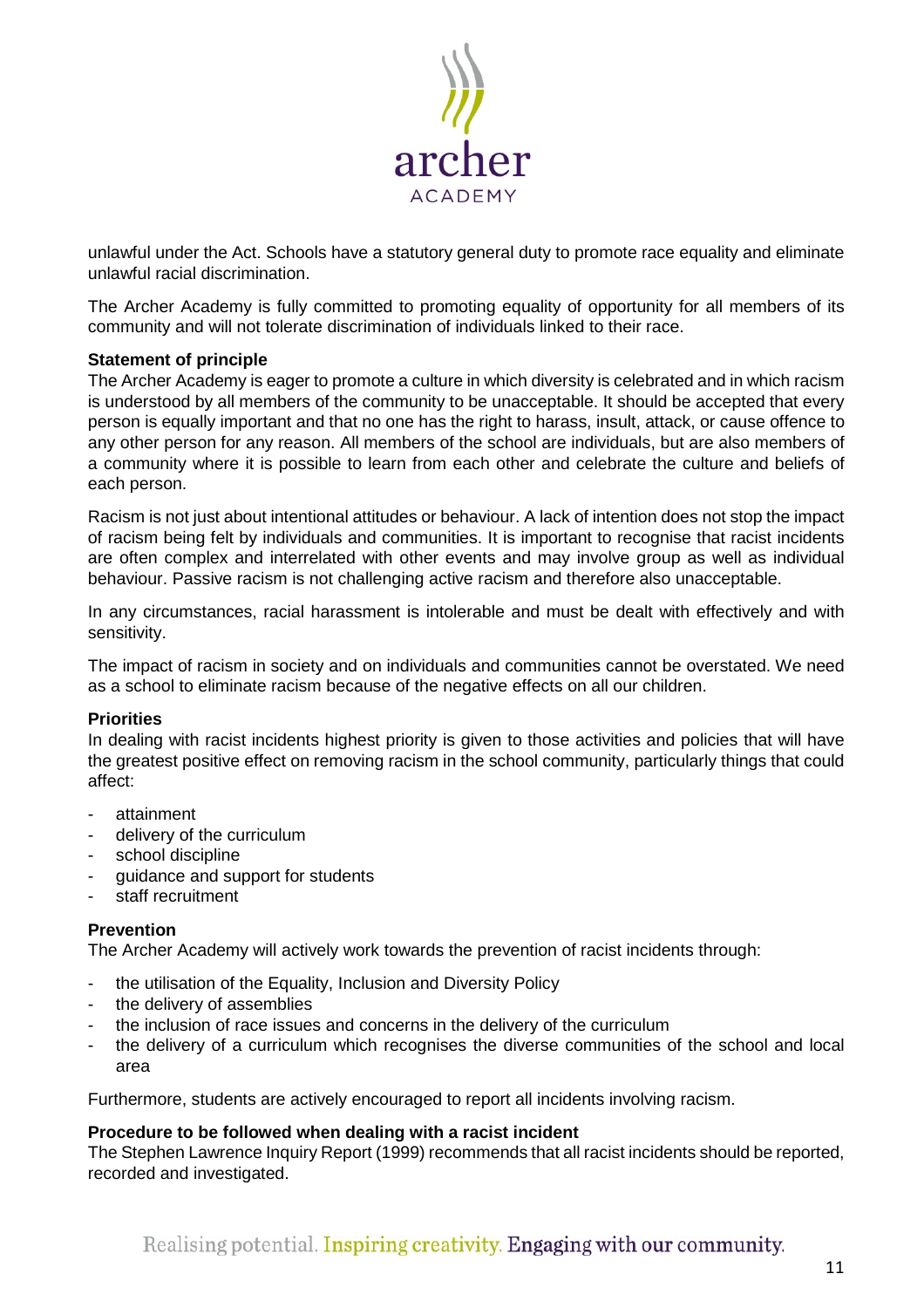unlawful under the Act. Schools have a statutory general duty to promote race equality and eliminate unlawful racial discrimination.

The Archer Academy is fully committed to promoting equality of opportunity for all members of its community and will not tolerate discrimination of individuals linked to their race.

**Statement of principle**

The Archer Academy is eager to promote a culture in which diversity is celebrated and in which racism is understood by all members of the community to be unacceptable. It should be accepted that every person is equally important and that no one has the right to harass, insult, attack, or cause offence to any other person for any reason. All members of the school are individuals, but are also members of a community where it is possible to learn from each other and celebrate the culture and beliefs of each person.

Racism is not just about intentional attitudes or behaviour. A lack of intention does not stop the impact of racism being felt by individuals and communities. It is important to recognise that racist incidents are often complex and interrelated with other events and may involve group as well as individual behaviour. Passive racism is not challenging active racism and therefore also unacceptable.

In any circumstances, racial harassment is intolerable and must be dealt with effectively and with sensitivity.

The impact of racism in society and on individuals and communities cannot be overstated. We need as a school to eliminate racism because of the negative effects on all our children.

**Priorities**

In dealing with racist incidents highest priority is given to those activities and policies that will have the greatest positive effect on removing racism in the school community, particularly things that could affect:

- attainment
- delivery of the curriculum
- school discipline
- guidance and support for students
- staff recruitment

**Prevention**

The Archer Academy will actively work towards the prevention of racist incidents through:

- the utilisation of the Equality, Inclusion and Diversity Policy
- the delivery of assemblies
- the inclusion of race issues and concerns in the delivery of the curriculum
- the delivery of a curriculum which recognises the diverse communities of the school and local area

Furthermore, students are actively encouraged to report all incidents involving racism.

**Procedure to be followed when dealing with a racist incident**

The Stephen Lawrence Inquiry Report (1999) recommends that all racist incidents should be reported, recorded and investigated.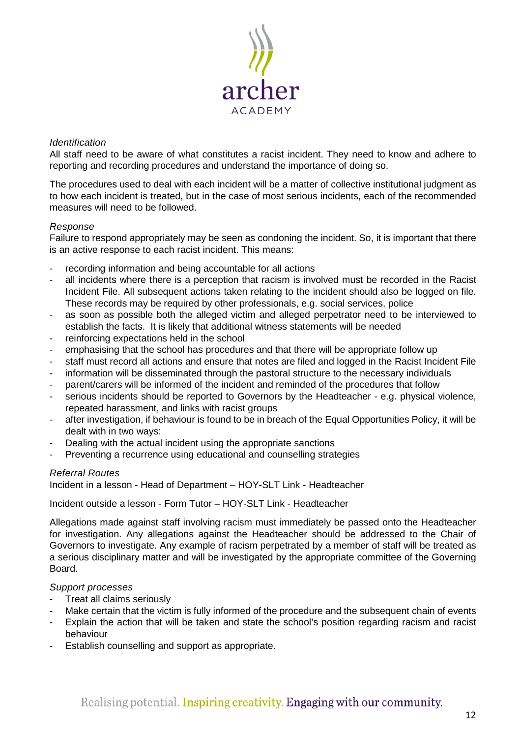*Identification*

All staff need to be aware of what constitutes a racist incident. They need to know and adhere to reporting and recording procedures and understand the importance of doing so.

The procedures used to deal with each incident will be a matter of collective institutional judgment as to how each incident is treated, but in the case of most serious incidents, each of the recommended measures will need to be followed.

*Response*

Failure to respond appropriately may be seen as condoning the incident. So, it is important that there is an active response to each racist incident. This means:

- recording information and being accountable for all actions
- all incidents where there is a perception that racism is involved must be recorded in the Racist Incident File. All subsequent actions taken relating to the incident should also be logged on file. These records may be required by other professionals, e.g. social services, police
- as soon as possible both the alleged victim and alleged perpetrator need to be interviewed to establish the facts. It is likely that additional witness statements will be needed
- reinforcing expectations held in the school
- emphasising that the school has procedures and that there will be appropriate follow up
- staff must record all actions and ensure that notes are filed and logged in the Racist Incident File
- information will be disseminated through the pastoral structure to the necessary individuals
- parent/carers will be informed of the incident and reminded of the procedures that follow
- serious incidents should be reported to Governors by the Headteacher - e.g. physical violence, repeated harassment, and links with racist groups
- after investigation, if behaviour is found to be in breach of the Equal Opportunities Policy, it will be dealt with in two ways:
- Dealing with the actual incident using the appropriate sanctions
- Preventing a recurrence using educational and counselling strategies

*Referral Routes*

Incident in a lesson - Head of Department – HOY-SLT Link - Headteacher

Incident outside a lesson - Form Tutor – HOY-SLT Link - Headteacher

Allegations made against staff involving racism must immediately be passed onto the Headteacher for investigation. Any allegations against the Headteacher should be addressed to the Chair of Governors to investigate. Any example of racism perpetrated by a member of staff will be treated as a serious disciplinary matter and will be investigated by the appropriate committee of the Governing Board.

*Support processes*

- Treat all claims seriously
- Make certain that the victim is fully informed of the procedure and the subsequent chain of events
- Explain the action that will be taken and state the school's position regarding racism and racist behaviour
- Establish counselling and support as appropriate.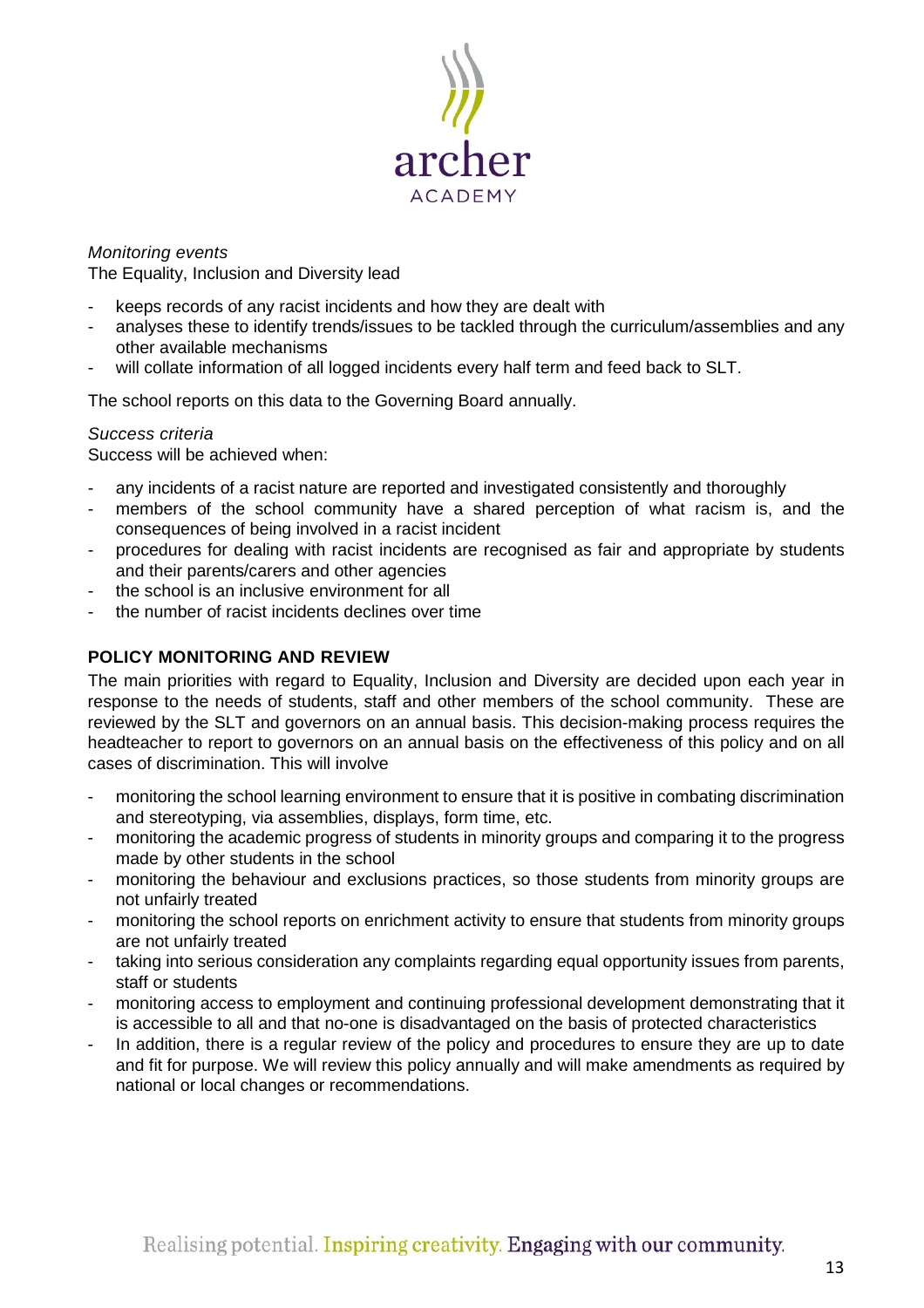*Monitoring events*

The Equality, Inclusion and Diversity lead

- keeps records of any racist incidents and how they are dealt with
- analyses these to identify trends/issues to be tackled through the curriculum/assemblies and any other available mechanisms
- will collate information of all logged incidents every half term and feed back to SLT.

The school reports on this data to the Governing Board annually.

*Success criteria*

Success will be achieved when:

- any incidents of a racist nature are reported and investigated consistently and thoroughly
- members of the school community have a shared perception of what racism is, and the consequences of being involved in a racist incident
- procedures for dealing with racist incidents are recognised as fair and appropriate by students and their parents/carers and other agencies
- the school is an inclusive environment for all
- the number of racist incidents declines over time

## POLICY MONITORING AND REVIEW

The main priorities with regard to Equality, Inclusion and Diversity are decided upon each year in response to the needs of students, staff and other members of the school community. These are reviewed by the SLT and governors on an annual basis. This decision-making process requires the headteacher to report to governors on an annual basis on the effectiveness of this policy and on all cases of discrimination. This will involve

- monitoring the school learning environment to ensure that it is positive in combating discrimination and stereotyping, via assemblies, displays, form time, etc.
- monitoring the academic progress of students in minority groups and comparing it to the progress made by other students in the school
- monitoring the behaviour and exclusions practices, so those students from minority groups are not unfairly treated
- monitoring the school reports on enrichment activity to ensure that students from minority groups are not unfairly treated
- taking into serious consideration any complaints regarding equal opportunity issues from parents, staff or students
- monitoring access to employment and continuing professional development demonstrating that it is accessible to all and that no-one is disadvantaged on the basis of protected characteristics
- In addition, there is a regular review of the policy and procedures to ensure they are up to date and fit for purpose. We will review this policy annually and will make amendments as required by national or local changes or recommendations.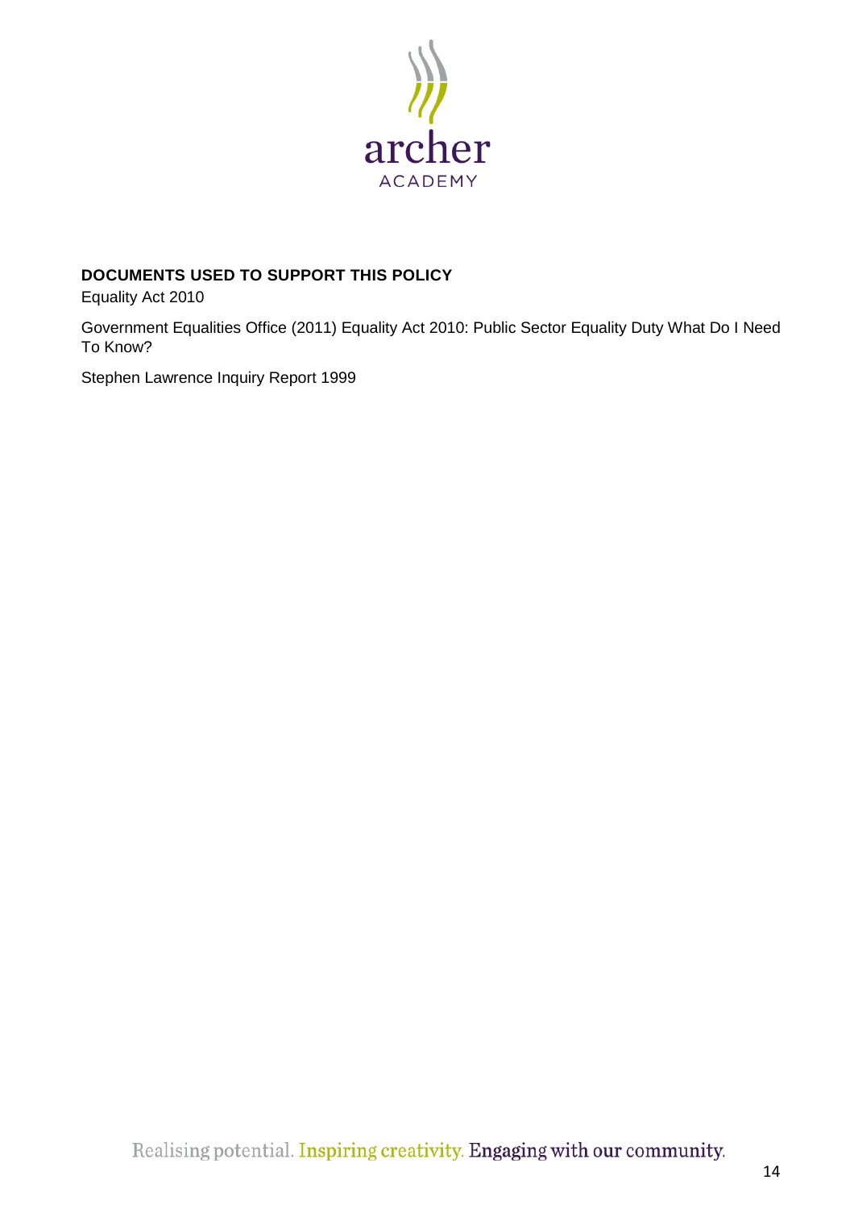**DOCUMENTS USED TO SUPPORT THIS POLICY**

Equality Act 2010

Government Equalities Office (2011) Equality Act 2010: Public Sector Equality Duty What Do I Need To Know?

Stephen Lawrence Inquiry Report 1999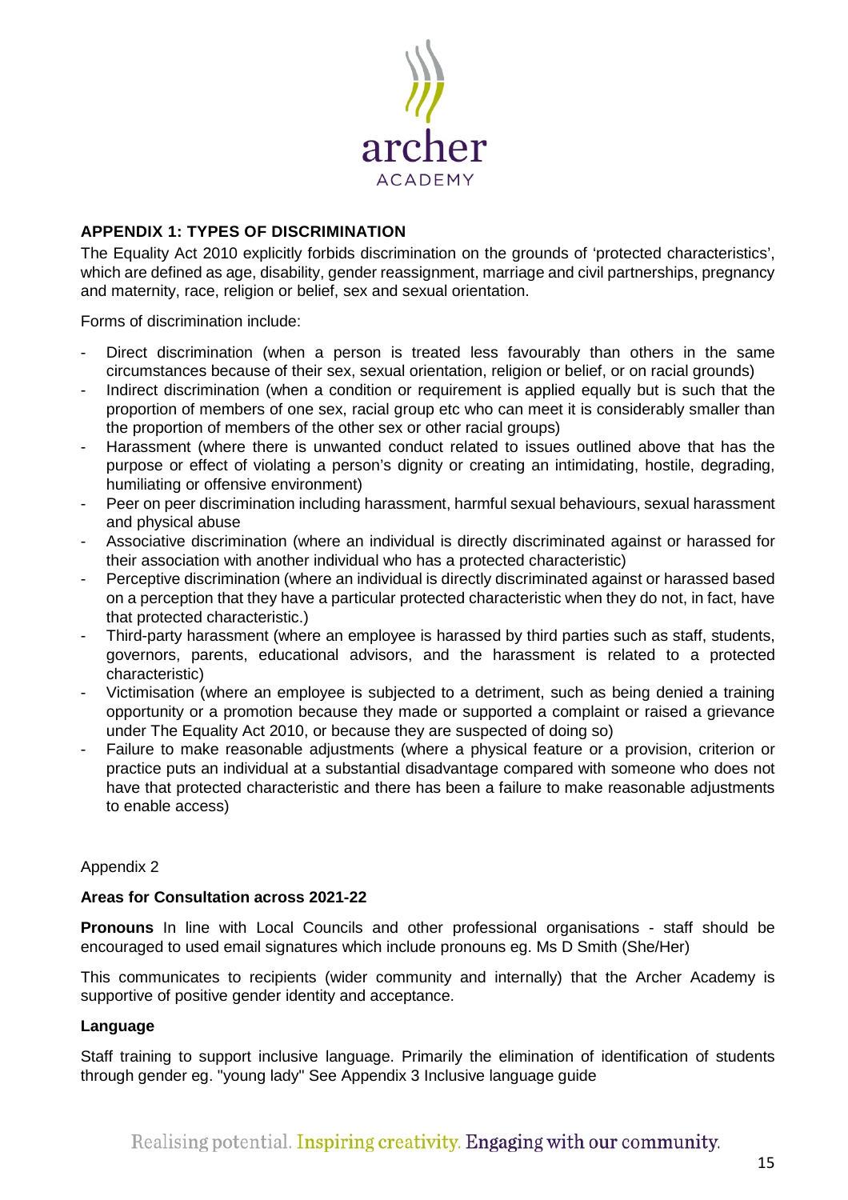## APPENDIX 1: TYPES OF DISCRIMINATION

The Equality Act 2010 explicitly forbids discrimination on the grounds of 'protected characteristics', which are defined as age, disability, gender reassignment, marriage and civil partnerships, pregnancy and maternity, race, religion or belief, sex and sexual orientation.

Forms of discrimination include:

- Direct discrimination (when a person is treated less favourably than others in the same circumstances because of their sex, sexual orientation, religion or belief, or on racial grounds)
- Indirect discrimination (when a condition or requirement is applied equally but is such that the proportion of members of one sex, racial group etc who can meet it is considerably smaller than the proportion of members of the other sex or other racial groups)
- Harassment (where there is unwanted conduct related to issues outlined above that has the purpose or effect of violating a person's dignity or creating an intimidating, hostile, degrading, humiliating or offensive environment)
- Peer on peer discrimination including harassment, harmful sexual behaviours, sexual harassment and physical abuse
- Associative discrimination (where an individual is directly discriminated against or harassed for their association with another individual who has a protected characteristic)
- Perceptive discrimination (where an individual is directly discriminated against or harassed based on a perception that they have a particular protected characteristic when they do not, in fact, have that protected characteristic.)
- Third-party harassment (where an employee is harassed by third parties such as staff, students, governors, parents, educational advisors, and the harassment is related to a protected characteristic)
- Victimisation (where an employee is subjected to a detriment, such as being denied a training opportunity or a promotion because they made or supported a complaint or raised a grievance under The Equality Act 2010, or because they are suspected of doing so)
- Failure to make reasonable adjustments (where a physical feature or a provision, criterion or practice puts an individual at a substantial disadvantage compared with someone who does not have that protected characteristic and there has been a failure to make reasonable adjustments to enable access)

Appendix 2

**Areas for Consultation across 2021-22**

**Pronouns** In line with Local Councils and other professional organisations - staff should be encouraged to used email signatures which include pronouns eg. Ms D Smith (She/Her)

This communicates to recipients (wider community and internally) that the Archer Academy is supportive of positive gender identity and acceptance.

**Language**

Staff training to support inclusive language. Primarily the elimination of identification of students through gender eg. "young lady" See Appendix 3 Inclusive language guide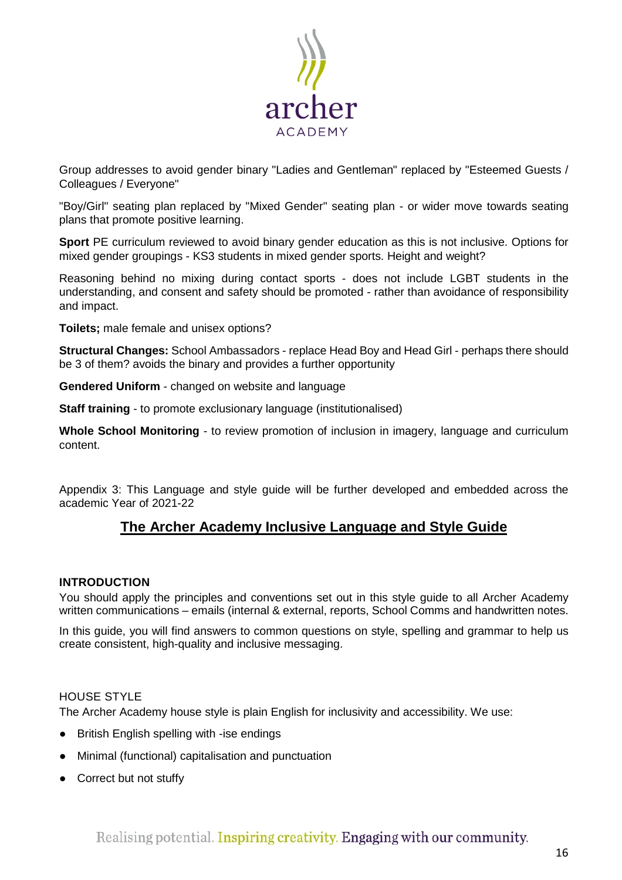Group addresses to avoid gender binary "Ladies and Gentleman" replaced by "Esteemed Guests / Colleagues / Everyone"

"Boy/Girl" seating plan replaced by "Mixed Gender" seating plan - or wider move towards seating plans that promote positive learning.

**Sport** PE curriculum reviewed to avoid binary gender education as this is not inclusive. Options for mixed gender groupings - KS3 students in mixed gender sports. Height and weight?

Reasoning behind no mixing during contact sports - does not include LGBT students in the understanding, and consent and safety should be promoted - rather than avoidance of responsibility and impact.

**Toilets;** male female and unisex options?

**Structural Changes:** School Ambassadors - replace Head Boy and Head Girl - perhaps there should be 3 of them? avoids the binary and provides a further opportunity

**Gendered Uniform** - changed on website and language

**Staff training** - to promote exclusionary language (institutionalised)

**Whole School Monitoring** - to review promotion of inclusion in imagery, language and curriculum content.

Appendix 3: This Language and style guide will be further developed and embedded across the academic Year of 2021-22

## The Archer Academy Inclusive Language and Style Guide

### INTRODUCTION

You should apply the principles and conventions set out in this style guide to all Archer Academy written communications – emails (internal & external, reports, School Comms and handwritten notes.

In this guide, you will find answers to common questions on style, spelling and grammar to help us create consistent, high-quality and inclusive messaging.

HOUSE STYLE

The Archer Academy house style is plain English for inclusivity and accessibility. We use:

- British English spelling with -ise endings
- Minimal (functional) capitalisation and punctuation
- Correct but not stuffy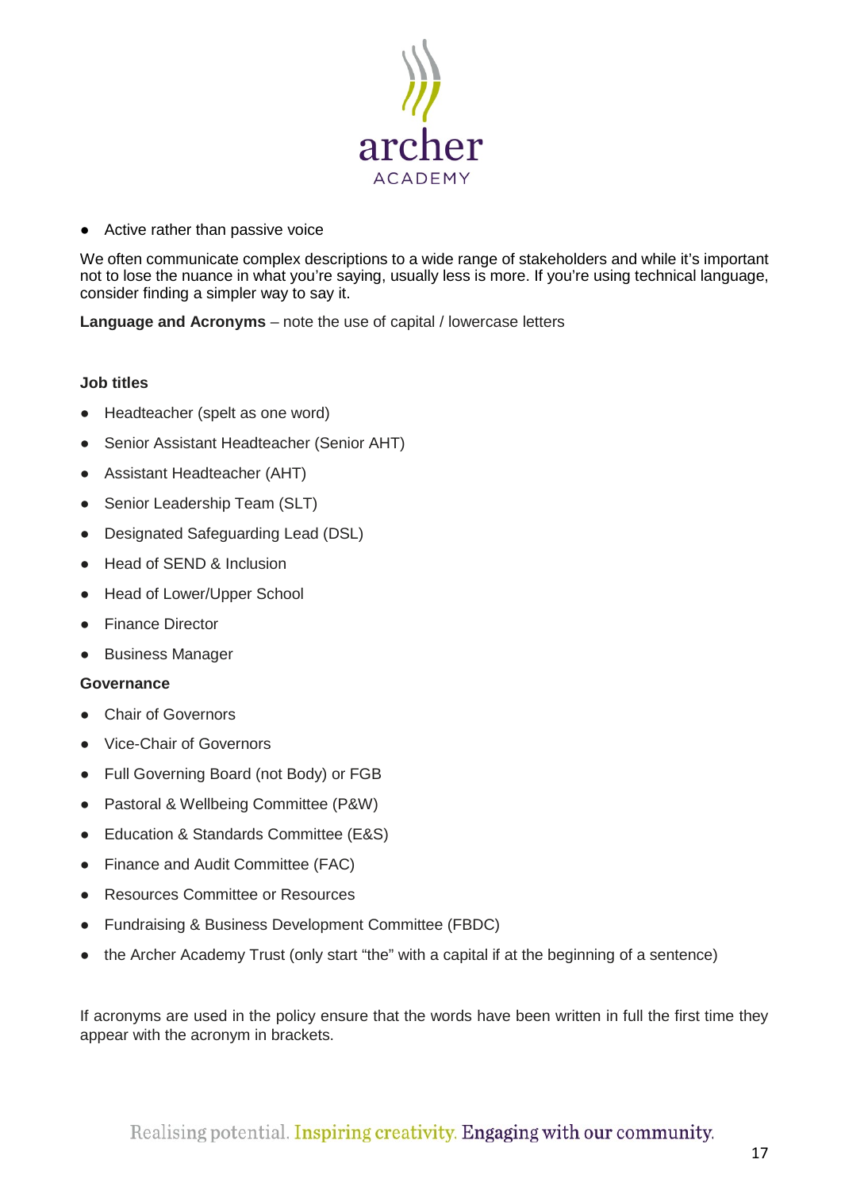- Active rather than passive voice

We often communicate complex descriptions to a wide range of stakeholders and while it's important not to lose the nuance in what you're saying, usually less is more. If you're using technical language, consider finding a simpler way to say it.

**Language and Acronyms** – note the use of capital / lowercase letters

**Job titles**

- Headteacher (spelt as one word)
- Senior Assistant Headteacher (Senior AHT)
- Assistant Headteacher (AHT)
- Senior Leadership Team (SLT)
- Designated Safeguarding Lead (DSL)
- Head of SEND & Inclusion
- Head of Lower/Upper School
- Finance Director
- Business Manager

**Governance**

- Chair of Governors
- Vice-Chair of Governors
- Full Governing Board (not Body) or FGB
- Pastoral & Wellbeing Committee (P&W)
- Education & Standards Committee (E&S)
- Finance and Audit Committee (FAC)
- Resources Committee or Resources
- Fundraising & Business Development Committee (FBDC)
- the Archer Academy Trust (only start "the" with a capital if at the beginning of a sentence)

If acronyms are used in the policy ensure that the words have been written in full the first time they appear with the acronym in brackets.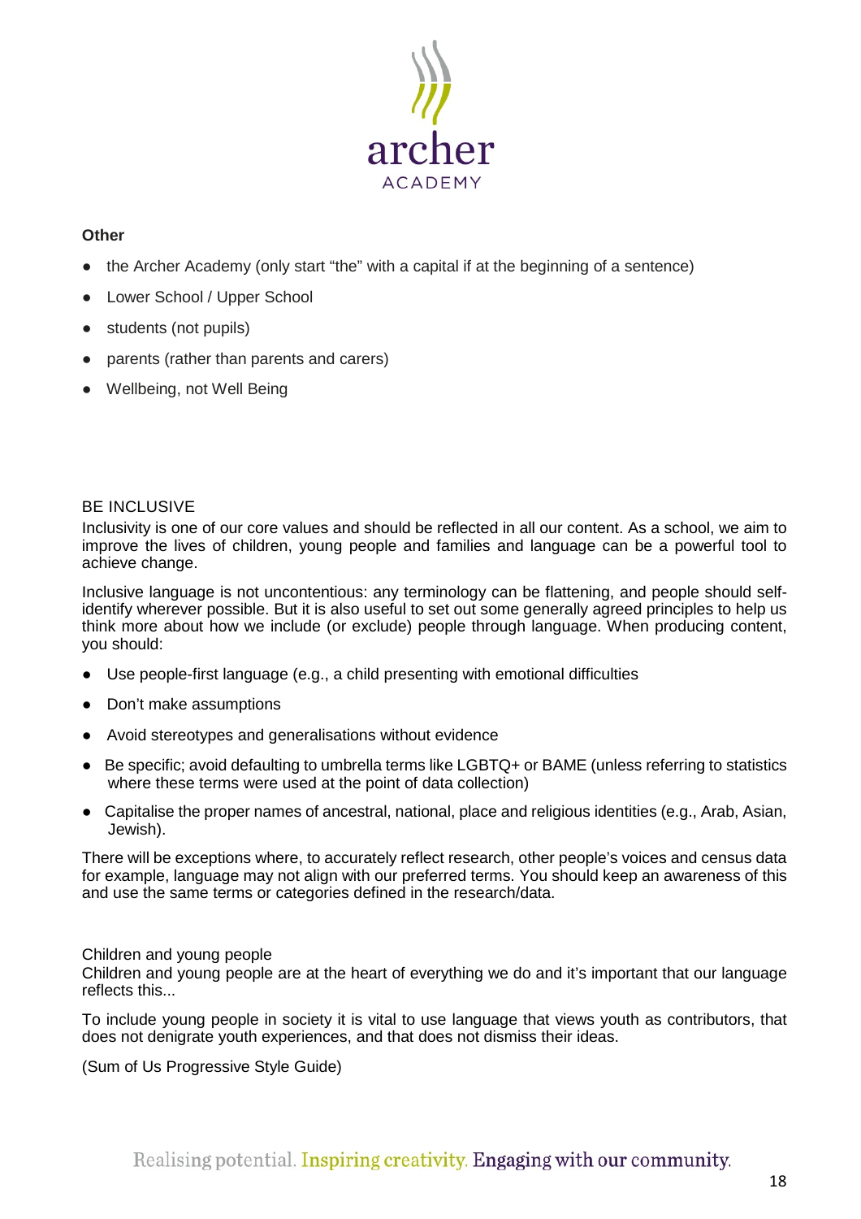**Other**

- the Archer Academy (only start "the" with a capital if at the beginning of a sentence)
- Lower School / Upper School
- students (not pupils)
- parents (rather than parents and carers)
- Wellbeing, not Well Being

## BE INCLUSIVE

Inclusivity is one of our core values and should be reflected in all our content. As a school, we aim to improve the lives of children, young people and families and language can be a powerful tool to achieve change.

Inclusive language is not uncontentious: any terminology can be flattening, and people should self-identify wherever possible. But it is also useful to set out some generally agreed principles to help us think more about how we include (or exclude) people through language. When producing content, you should:

- Use people-first language (e.g., a child presenting with emotional difficulties
- Don't make assumptions
- Avoid stereotypes and generalisations without evidence
- Be specific; avoid defaulting to umbrella terms like LGBTQ+ or BAME (unless referring to statistics where these terms were used at the point of data collection)
- Capitalise the proper names of ancestral, national, place and religious identities (e.g., Arab, Asian, Jewish).

There will be exceptions where, to accurately reflect research, other people's voices and census data for example, language may not align with our preferred terms. You should keep an awareness of this and use the same terms or categories defined in the research/data.

### Children and young people

Children and young people are at the heart of everything we do and it's important that our language reflects this...

To include young people in society it is vital to use language that views youth as contributors, that does not denigrate youth experiences, and that does not dismiss their ideas.

(Sum of Us Progressive Style Guide)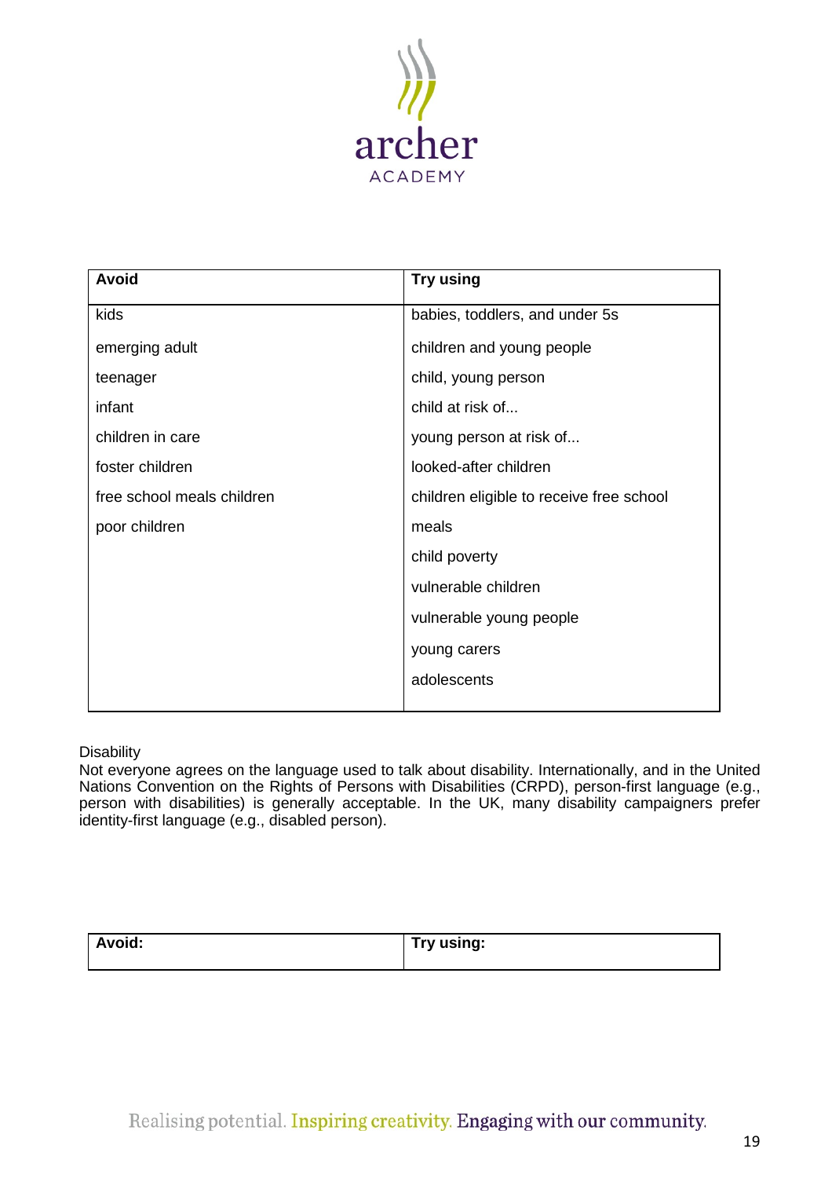| Avoid | Try using |
|---|---|
| kids | babies, toddlers, and under 5s |
| emerging adult | children and young people |
| teenager | child, young person |
| infant | child at risk of... |
| children in care | young person at risk of... |
| foster children | looked-after children |
| free school meals children | children eligible to receive free school meals |
| poor children | child poverty |
| | vulnerable children |
| | vulnerable young people |
| | young carers |
| | adolescents |

Disability

Not everyone agrees on the language used to talk about disability. Internationally, and in the United Nations Convention on the Rights of Persons with Disabilities (CRPD), person-first language (e.g., person with disabilities) is generally acceptable. In the UK, many disability campaigners prefer identity-first language (e.g., disabled person).

| Avoid: | Try using: |
|---|---|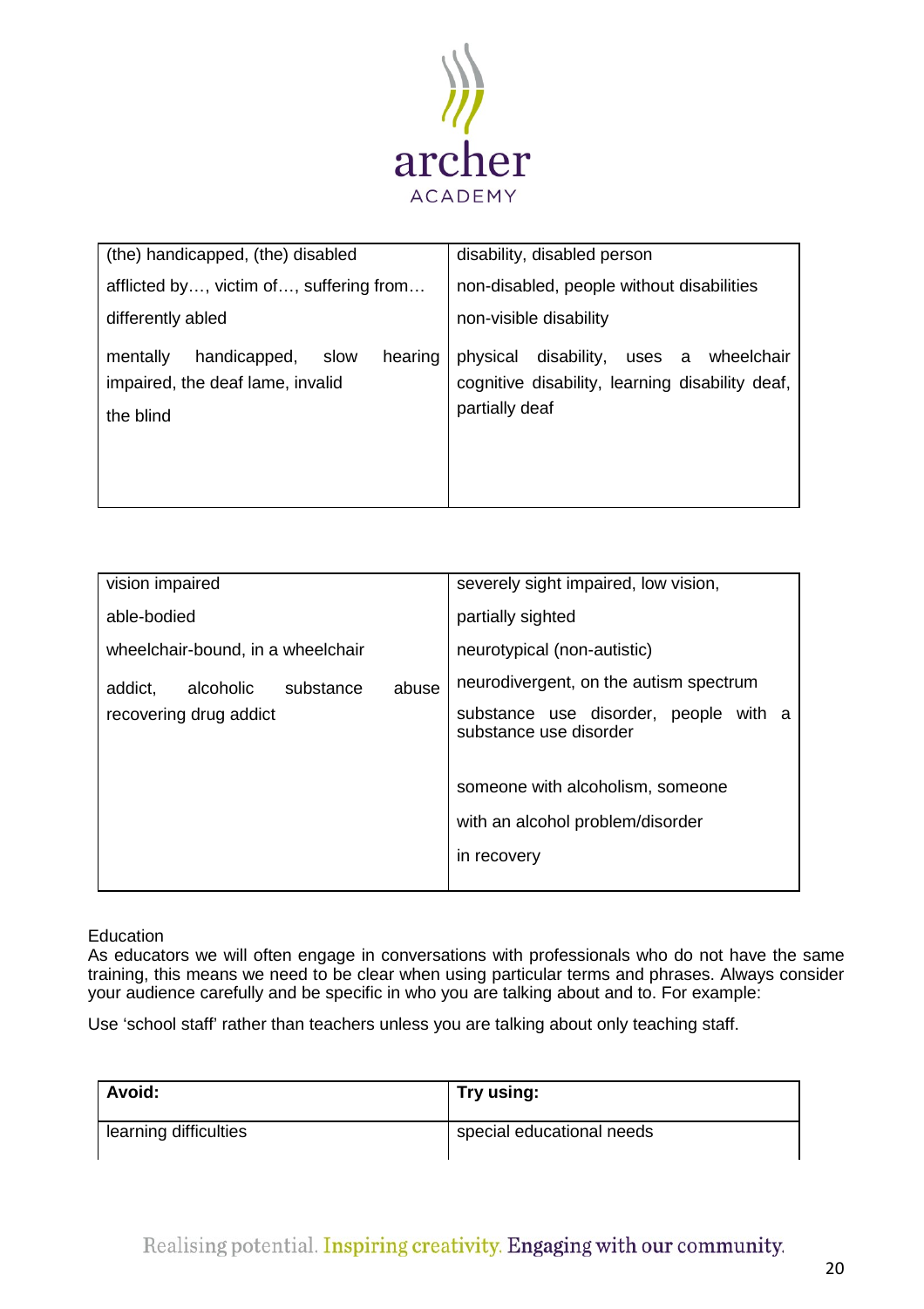| | |
|---|---|
| (the) handicapped, (the) disabled | disability, disabled person |
| afflicted by…, victim of…, suffering from… | non-disabled, people without disabilities |
| differently abled | non-visible disability |
| mentally handicapped, slow hearing impaired, the deaf lame, invalid<br>the blind | physical disability, uses a wheelchair cognitive disability, learning disability deaf, partially deaf |

| | |
|---|---|
| vision impaired | severely sight impaired, low vision, |
| able-bodied | partially sighted |
| wheelchair-bound, in a wheelchair | neurotypical (non-autistic) |
| addict, alcoholic substance abuse recovering drug addict | neurodivergent, on the autism spectrum<br>substance use disorder, people with a substance use disorder<br>someone with alcoholism, someone with an alcohol problem/disorder<br>in recovery |

Education

As educators we will often engage in conversations with professionals who do not have the same training, this means we need to be clear when using particular terms and phrases. Always consider your audience carefully and be specific in who you are talking about and to. For example:

Use 'school staff' rather than teachers unless you are talking about only teaching staff.

| **Avoid:** | **Try using:** |
|---|---|
| learning difficulties | special educational needs |

Realising potential. Inspiring creativity. Engaging with our community.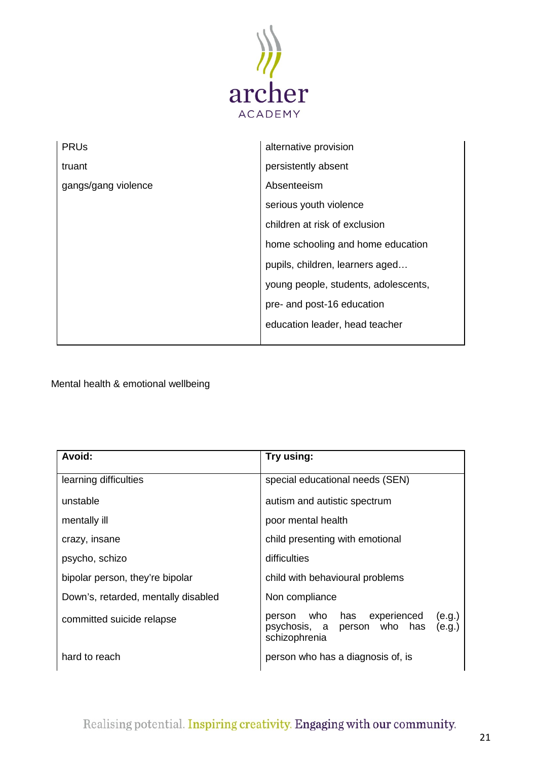| | |
|---|---|
| PRUs | alternative provision |
| truant | persistently absent |
| gangs/gang violence | Absenteeism |
| | serious youth violence |
| | children at risk of exclusion |
| | home schooling and home education |
| | pupils, children, learners aged… |
| | young people, students, adolescents, |
| | pre- and post-16 education |
| | education leader, head teacher |

Mental health & emotional wellbeing

| Avoid: | Try using: |
|---|---|
| learning difficulties | special educational needs (SEN) |
| unstable | autism and autistic spectrum |
| mentally ill | poor mental health |
| crazy, insane | child presenting with emotional |
| psycho, schizo | difficulties |
| bipolar person, they're bipolar | child with behavioural problems |
| Down's, retarded, mentally disabled | Non compliance |
| committed suicide relapse | person who has experienced (e.g.) psychosis, a person who has (e.g.) schizophrenia |
| hard to reach | person who has a diagnosis of, is |

Realising potential. Inspiring creativity. Engaging with our community.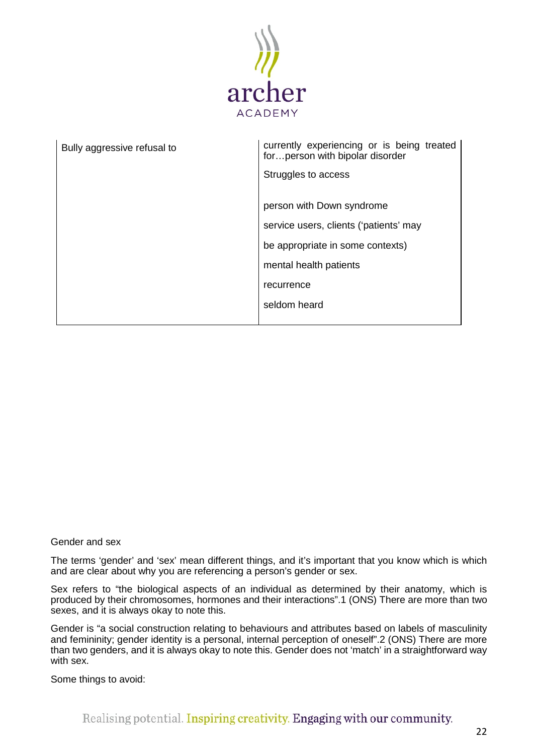| Bully aggressive refusal to | currently experiencing or is being treated for…person with bipolar disorder<br><br>Struggles to access<br><br>person with Down syndrome<br><br>service users, clients ('patients' may<br><br>be appropriate in some contexts)<br><br>mental health patients<br><br>recurrence<br><br>seldom heard |
|---|---|

Gender and sex

The terms 'gender' and 'sex' mean different things, and it's important that you know which is which and are clear about why you are referencing a person's gender or sex.

Sex refers to "the biological aspects of an individual as determined by their anatomy, which is produced by their chromosomes, hormones and their interactions".1 (ONS) There are more than two sexes, and it is always okay to note this.

Gender is "a social construction relating to behaviours and attributes based on labels of masculinity and femininity; gender identity is a personal, internal perception of oneself".2 (ONS) There are more than two genders, and it is always okay to note this. Gender does not 'match' in a straightforward way with sex.

Some things to avoid: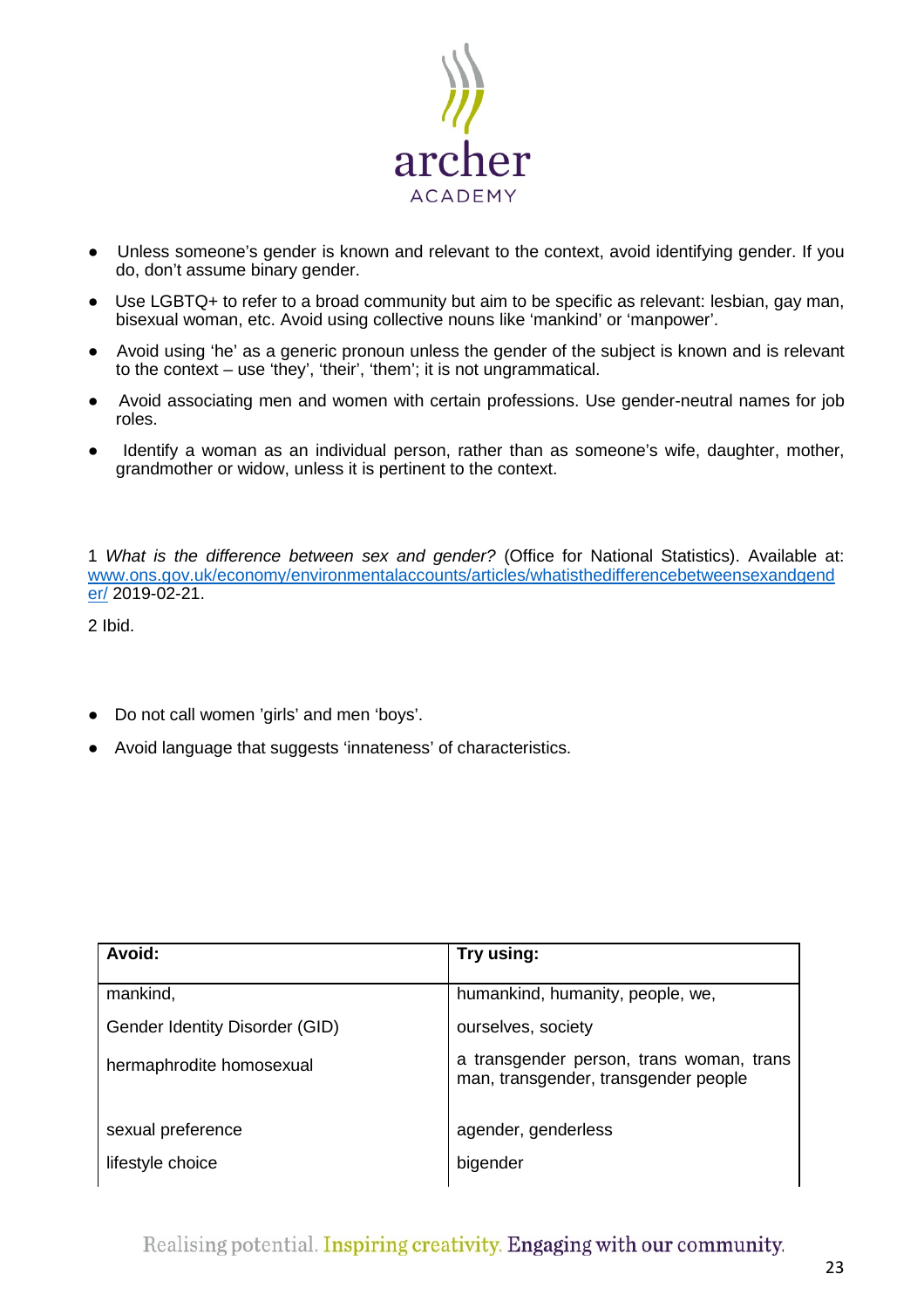- Unless someone's gender is known and relevant to the context, avoid identifying gender. If you do, don't assume binary gender.
- Use LGBTQ+ to refer to a broad community but aim to be specific as relevant: lesbian, gay man, bisexual woman, etc. Avoid using collective nouns like 'mankind' or 'manpower'.
- Avoid using 'he' as a generic pronoun unless the gender of the subject is known and is relevant to the context – use 'they', 'their', 'them'; it is not ungrammatical.
- Avoid associating men and women with certain professions. Use gender-neutral names for job roles.
- Identify a woman as an individual person, rather than as someone's wife, daughter, mother, grandmother or widow, unless it is pertinent to the context.

1 *What is the difference between sex and gender?* (Office for National Statistics). Available at: [www.ons.gov.uk/economy/environmentalaccounts/articles/whatisthedifferencebetweensexandgender/](www.ons.gov.uk/economy/environmentalaccounts/articles/whatisthedifferencebetweensexandgender/) 2019-02-21.

2 Ibid.

- Do not call women 'girls' and men 'boys'.
- Avoid language that suggests 'innateness' of characteristics.

| **Avoid:** | **Try using:** |
|---|---|
| mankind, | humankind, humanity, people, we, |
| Gender Identity Disorder (GID) | ourselves, society |
| hermaphrodite homosexual | a transgender person, trans woman, trans man, transgender, transgender people |
| sexual preference | agender, genderless |
| lifestyle choice | bigender |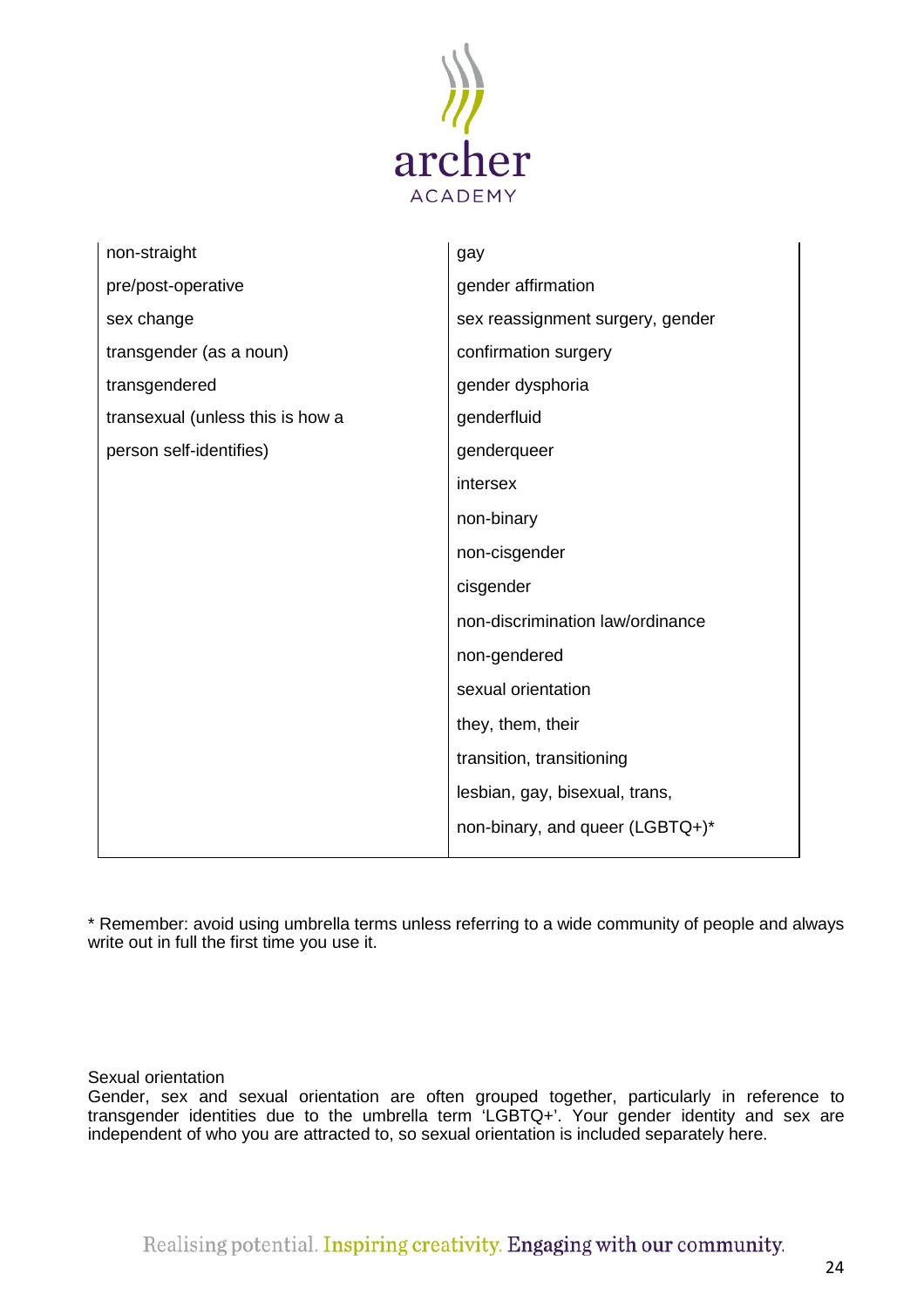| | |
|---|---|
| non-straight | gay |
| pre/post-operative | gender affirmation |
| sex change | sex reassignment surgery, gender confirmation surgery |
| transgender (as a noun) | gender dysphoria |
| transgendered | genderfluid |
| transexual (unless this is how a person self-identifies) | genderqueer |
| | intersex |
| | non-binary |
| | non-cisgender |
| | cisgender |
| | non-discrimination law/ordinance |
| | non-gendered |
| | sexual orientation |
| | they, them, their |
| | transition, transitioning |
| | lesbian, gay, bisexual, trans, non-binary, and queer (LGBTQ+)* |

* Remember: avoid using umbrella terms unless referring to a wide community of people and always write out in full the first time you use it.

Sexual orientation

Gender, sex and sexual orientation are often grouped together, particularly in reference to transgender identities due to the umbrella term 'LGBTQ+'. Your gender identity and sex are independent of who you are attracted to, so sexual orientation is included separately here.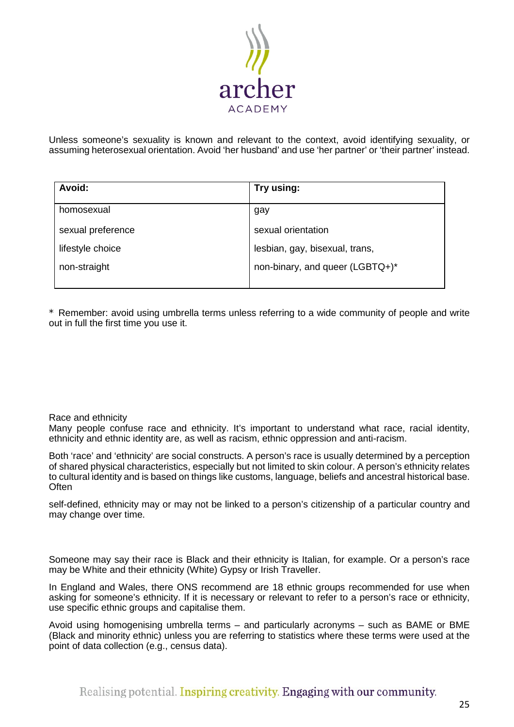Unless someone's sexuality is known and relevant to the context, avoid identifying sexuality, or assuming heterosexual orientation. Avoid 'her husband' and use 'her partner' or 'their partner' instead.

| **Avoid:** | **Try using:** |
|---|---|
| homosexual | gay |
| sexual preference | sexual orientation |
| lifestyle choice | lesbian, gay, bisexual, trans, |
| non-straight | non-binary, and queer (LGBTQ+)* |

\* Remember: avoid using umbrella terms unless referring to a wide community of people and write out in full the first time you use it.

## Race and ethnicity

Many people confuse race and ethnicity. It's important to understand what race, racial identity, ethnicity and ethnic identity are, as well as racism, ethnic oppression and anti-racism.

Both 'race' and 'ethnicity' are social constructs. A person's race is usually determined by a perception of shared physical characteristics, especially but not limited to skin colour. A person's ethnicity relates to cultural identity and is based on things like customs, language, beliefs and ancestral historical base. Often self-defined, ethnicity may or may not be linked to a person's citizenship of a particular country and may change over time.

Someone may say their race is Black and their ethnicity is Italian, for example. Or a person's race may be White and their ethnicity (White) Gypsy or Irish Traveller.

In England and Wales, there ONS recommend are 18 ethnic groups recommended for use when asking for someone's ethnicity. If it is necessary or relevant to refer to a person's race or ethnicity, use specific ethnic groups and capitalise them.

Avoid using homogenising umbrella terms – and particularly acronyms – such as BAME or BME (Black and minority ethnic) unless you are referring to statistics where these terms were used at the point of data collection (e.g., census data).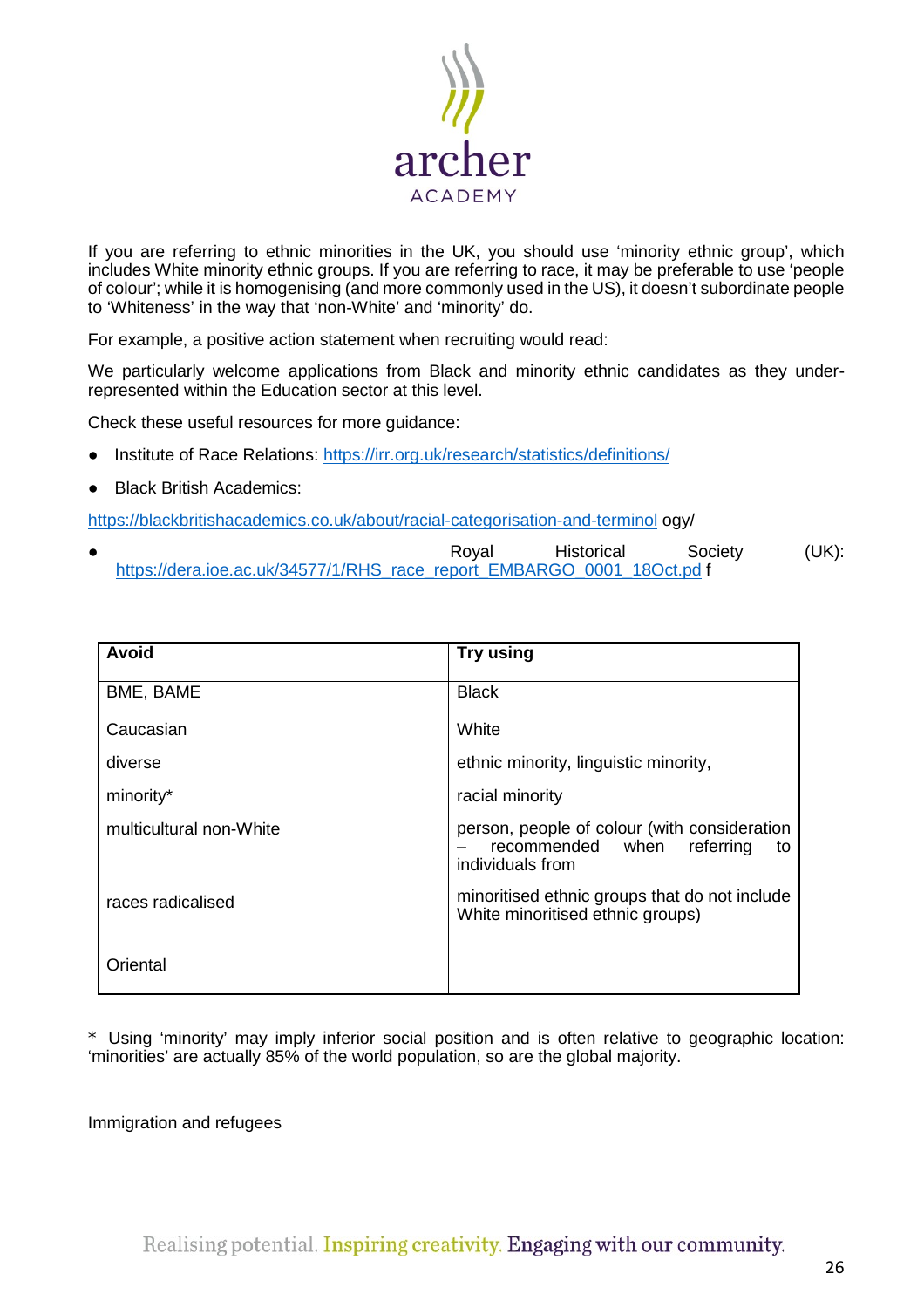If you are referring to ethnic minorities in the UK, you should use 'minority ethnic group', which includes White minority ethnic groups. If you are referring to race, it may be preferable to use 'people of colour'; while it is homogenising (and more commonly used in the US), it doesn't subordinate people to 'Whiteness' in the way that 'non-White' and 'minority' do.

For example, a positive action statement when recruiting would read:

We particularly welcome applications from Black and minority ethnic candidates as they under-represented within the Education sector at this level.

Check these useful resources for more guidance:

- Institute of Race Relations: https://irr.org.uk/research/statistics/definitions/
- Black British Academics:

https://blackbritishacademics.co.uk/about/racial-categorisation-and-terminol ogy/

- Royal Historical Society (UK): https://dera.ioe.ac.uk/34577/1/RHS_race_report_EMBARGO_0001_18Oct.pd f

| Avoid | Try using |
|---|---|
| BME, BAME | Black |
| Caucasian | White |
| diverse | ethnic minority, linguistic minority, |
| minority* | racial minority |
| multicultural non-White | person, people of colour (with consideration – recommended when referring to individuals from |
| races radicalised | minoritised ethnic groups that do not include White minoritised ethnic groups) |
| Oriental | |

\* Using 'minority' may imply inferior social position and is often relative to geographic location: 'minorities' are actually 85% of the world population, so are the global majority.

Immigration and refugees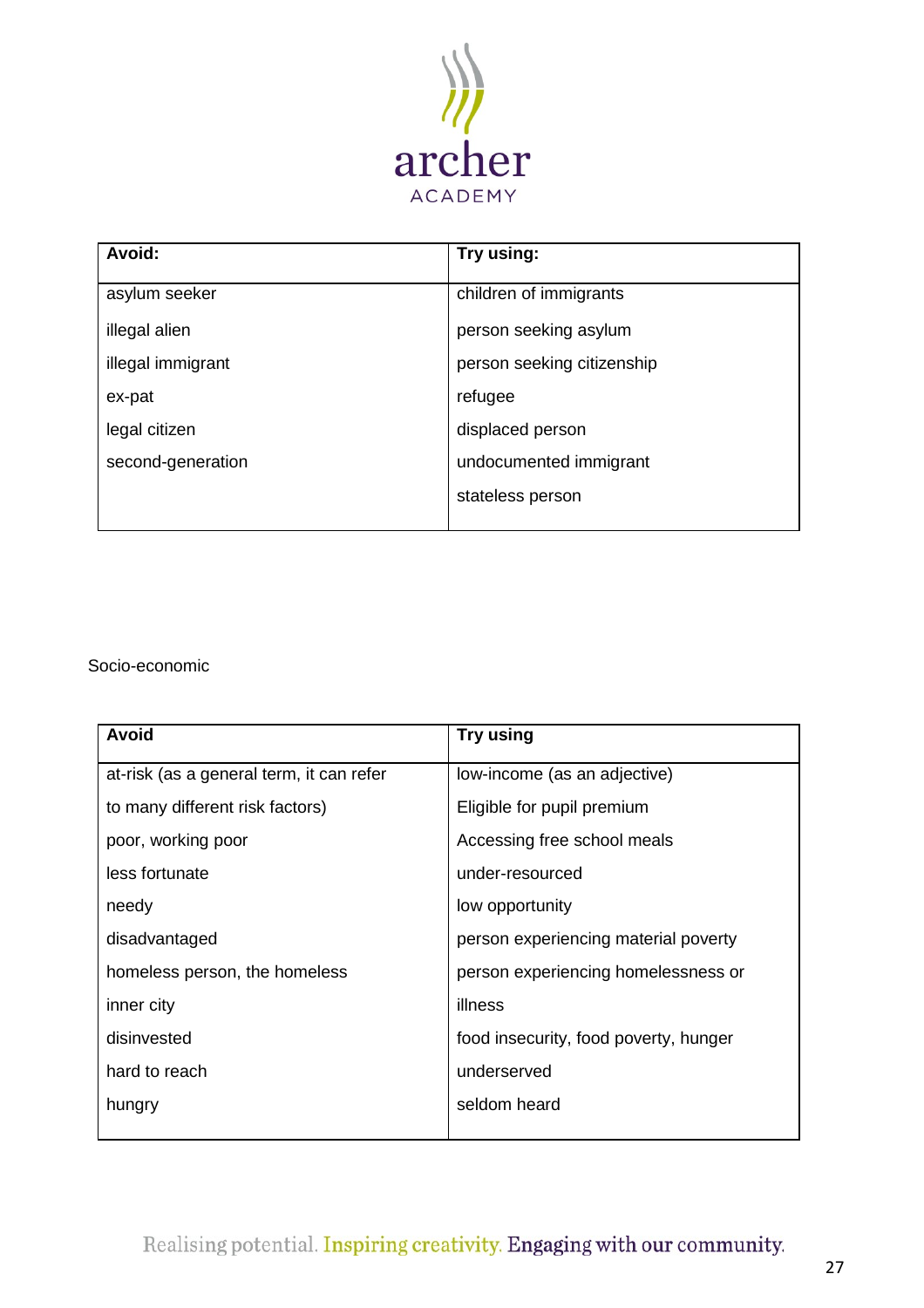| Avoid: | Try using: |
|---|---|
| asylum seeker | children of immigrants |
| illegal alien | person seeking asylum |
| illegal immigrant | person seeking citizenship |
| ex-pat | refugee |
| legal citizen | displaced person |
| second-generation | undocumented immigrant |
| | stateless person |

Socio-economic

| Avoid | Try using |
|---|---|
| at-risk (as a general term, it can refer | low-income (as an adjective) |
| to many different risk factors) | Eligible for pupil premium |
| poor, working poor | Accessing free school meals |
| less fortunate | under-resourced |
| needy | low opportunity |
| disadvantaged | person experiencing material poverty |
| homeless person, the homeless | person experiencing homelessness or |
| inner city | illness |
| disinvested | food insecurity, food poverty, hunger |
| hard to reach | underserved |
| hungry | seldom heard |

Realising potential. Inspiring creativity. Engaging with our community.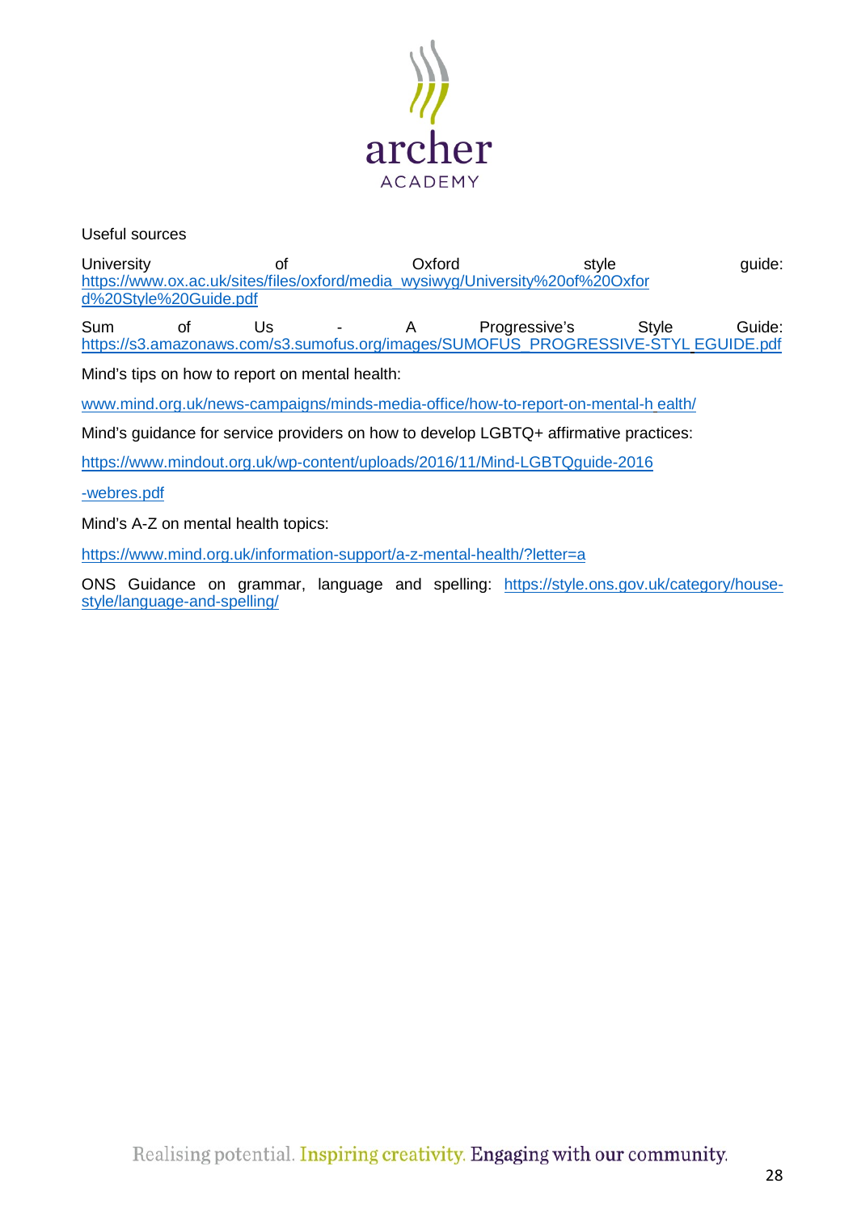Useful sources

University of Oxford style guide: https://www.ox.ac.uk/sites/files/oxford/media_wysiwyg/University%20of%20Oxford%20Style%20Guide.pdf

Sum of Us - A Progressive's Style Guide: https://s3.amazonaws.com/s3.sumofus.org/images/SUMOFUS_PROGRESSIVE-STYLEGUIDE.pdf

Mind's tips on how to report on mental health:

www.mind.org.uk/news-campaigns/minds-media-office/how-to-report-on-mental-health/

Mind's guidance for service providers on how to develop LGBTQ+ affirmative practices:

https://www.mindout.org.uk/wp-content/uploads/2016/11/Mind-LGBTQguide-2016-webres.pdf

Mind's A-Z on mental health topics:

https://www.mind.org.uk/information-support/a-z-mental-health/?letter=a

ONS Guidance on grammar, language and spelling: https://style.ons.gov.uk/category/house-style/language-and-spelling/